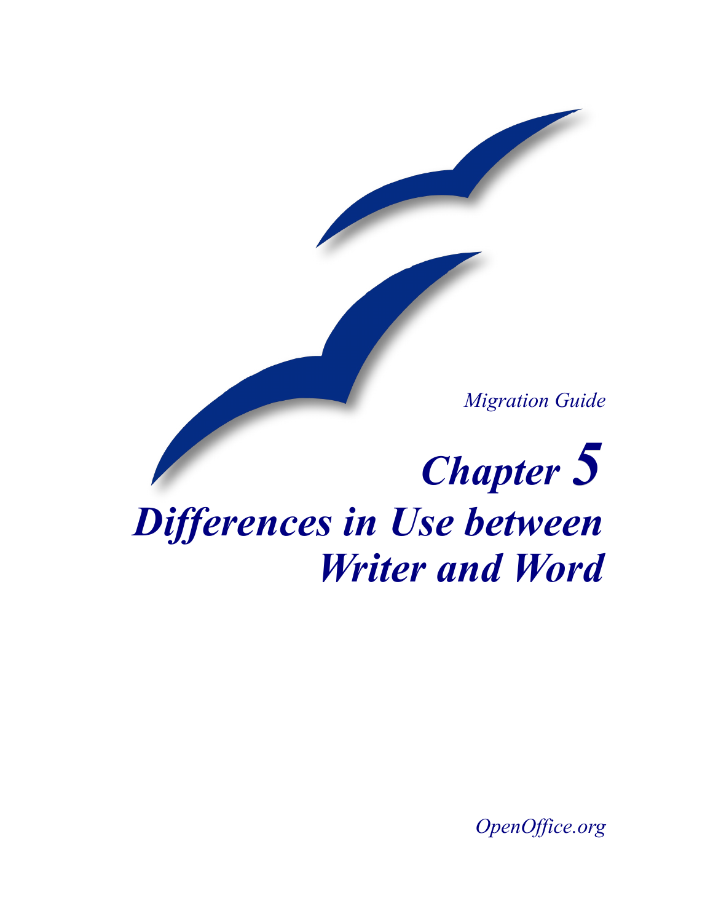*Migration Guide*

# *Chapter 5*
# *Differences in Use between Writer and Word*

*OpenOffice.org*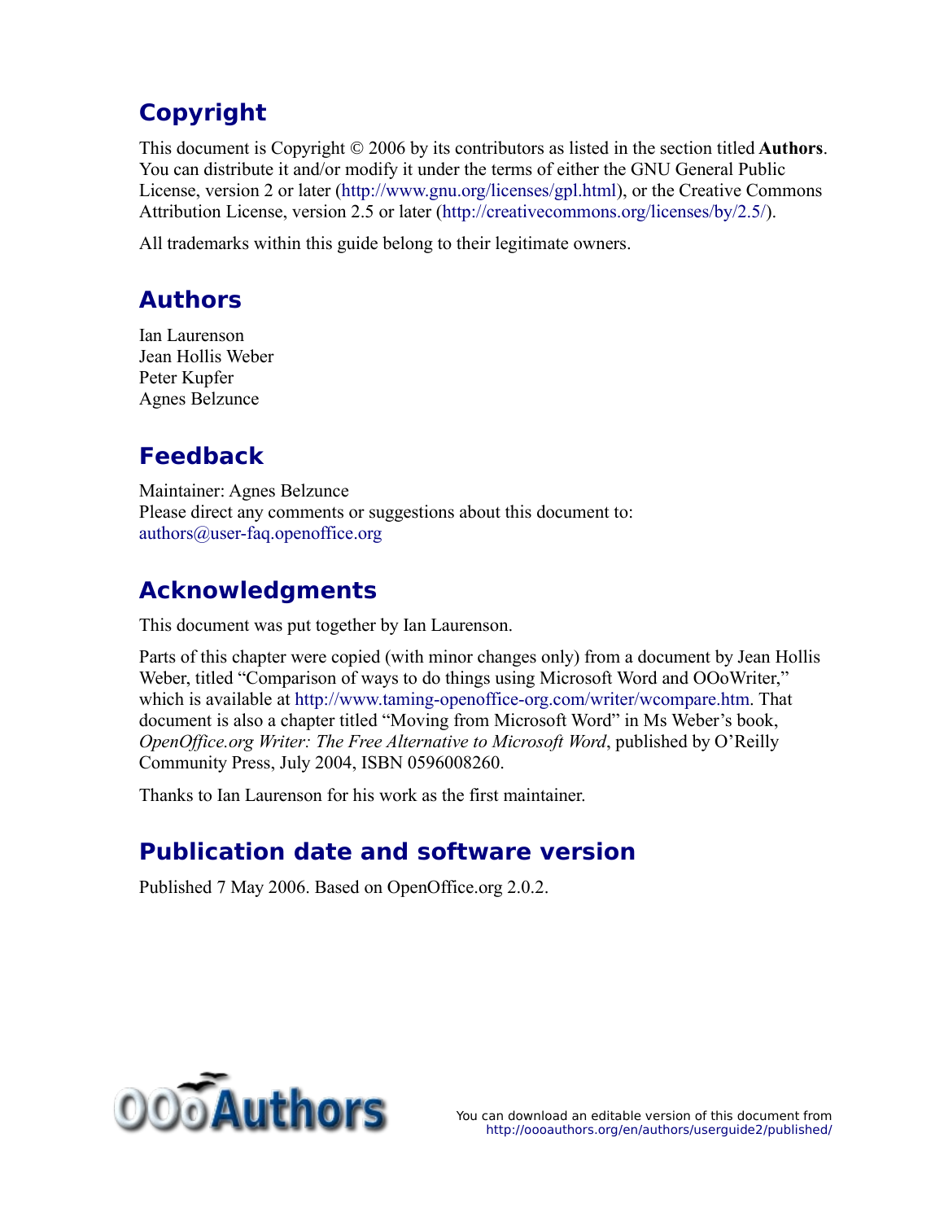## Copyright

This document is Copyright © 2006 by its contributors as listed in the section titled **Authors**. You can distribute it and/or modify it under the terms of either the GNU General Public License, version 2 or later (http://www.gnu.org/licenses/gpl.html), or the Creative Commons Attribution License, version 2.5 or later (http://creativecommons.org/licenses/by/2.5/).

All trademarks within this guide belong to their legitimate owners.

## Authors

Ian Laurenson
Jean Hollis Weber
Peter Kupfer
Agnes Belzunce

## Feedback

Maintainer: Agnes Belzunce
Please direct any comments or suggestions about this document to:
authors@user-faq.openoffice.org

## Acknowledgments

This document was put together by Ian Laurenson.

Parts of this chapter were copied (with minor changes only) from a document by Jean Hollis Weber, titled "Comparison of ways to do things using Microsoft Word and OOoWriter," which is available at http://www.taming-openoffice-org.com/writer/wcompare.htm. That document is also a chapter titled "Moving from Microsoft Word" in Ms Weber's book, *OpenOffice.org Writer: The Free Alternative to Microsoft Word*, published by O'Reilly Community Press, July 2004, ISBN 0596008260.

Thanks to Ian Laurenson for his work as the first maintainer.

## Publication date and software version

Published 7 May 2006. Based on OpenOffice.org 2.0.2.

You can download an editable version of this document from
http://oooauthors.org/en/authors/userguide2/published/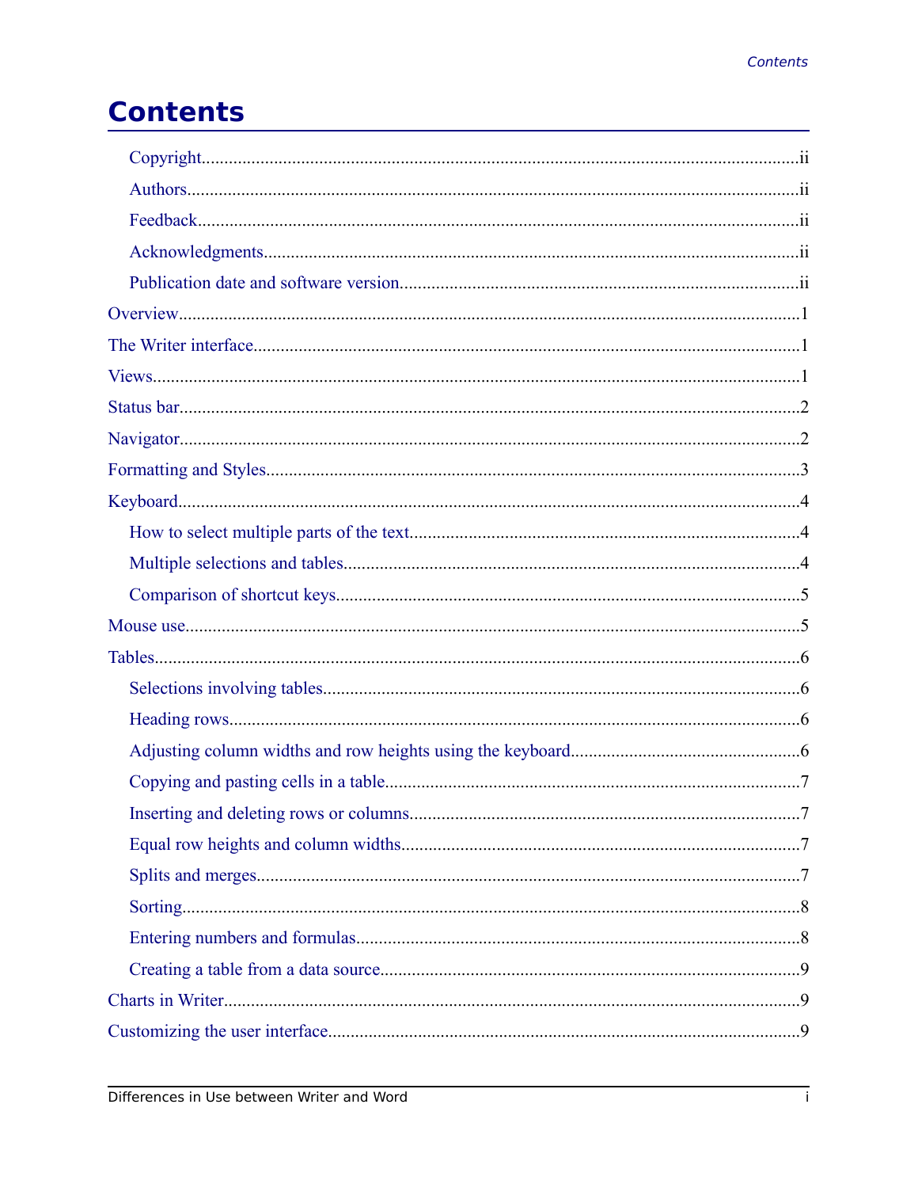# Contents

- Copyright.....ii
- Authors.....ii
- Feedback.....ii
- Acknowledgments.....ii
- Publication date and software version.....ii

Overview.....1

The Writer interface.....1

Views.....1

Status bar.....2

Navigator.....2

Formatting and Styles.....3

Keyboard.....4

- How to select multiple parts of the text.....4
- Multiple selections and tables.....4
- Comparison of shortcut keys.....5

Mouse use.....5

Tables.....6

- Selections involving tables.....6
- Heading rows.....6
- Adjusting column widths and row heights using the keyboard.....6
- Copying and pasting cells in a table.....7
- Inserting and deleting rows or columns.....7
- Equal row heights and column widths.....7
- Splits and merges.....7
- Sorting.....8
- Entering numbers and formulas.....8
- Creating a table from a data source.....9

Charts in Writer.....9

Customizing the user interface.....9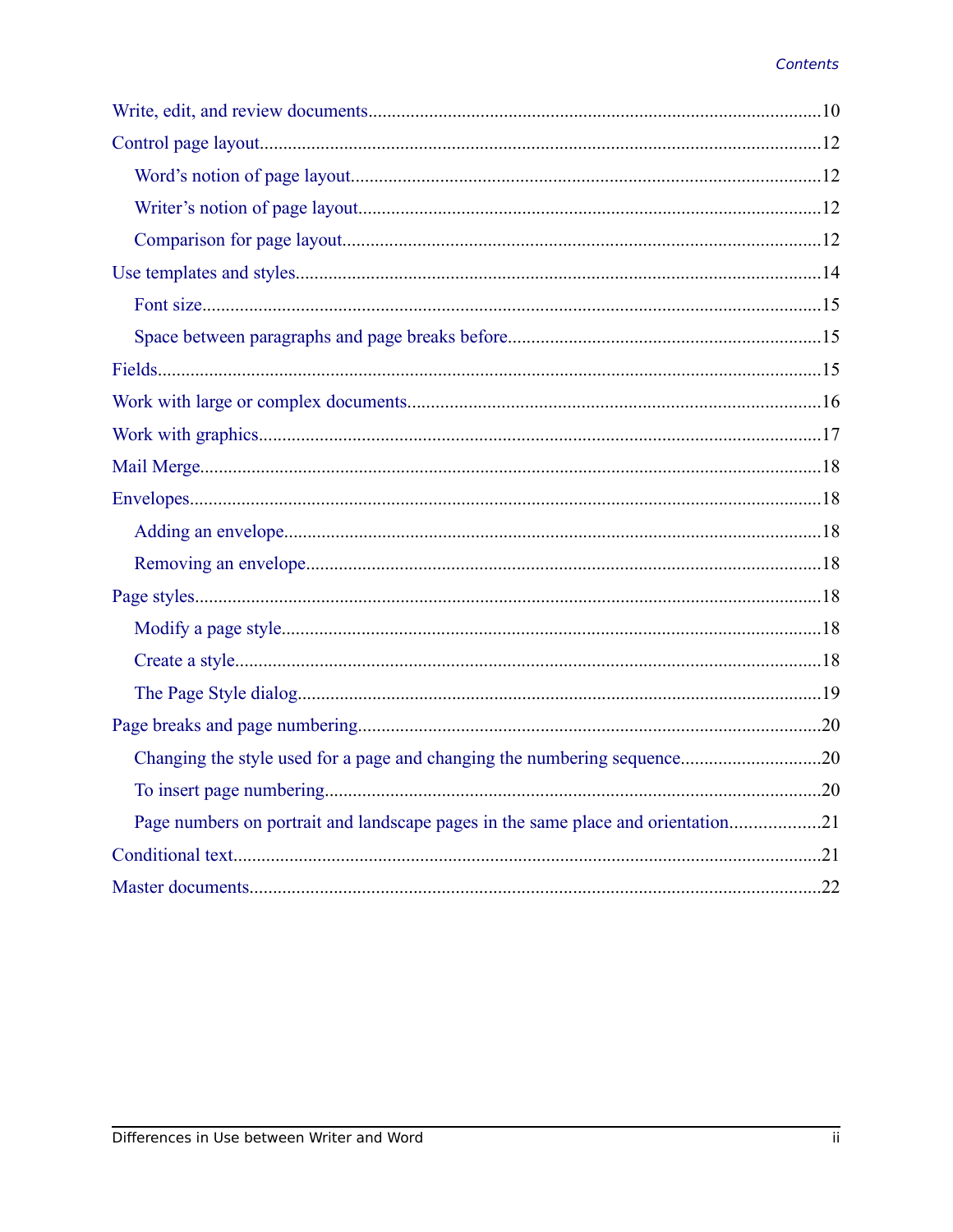Write, edit, and review documents ........................................ 10

Control page layout ........................................ 12

- Word’s notion of page layout ........................................ 12
- Writer’s notion of page layout ........................................ 12
- Comparison for page layout ........................................ 12

Use templates and styles ........................................ 14

- Font size ........................................ 15
- Space between paragraphs and page breaks before ........................................ 15

Fields ........................................ 15

Work with large or complex documents ........................................ 16

Work with graphics ........................................ 17

Mail Merge ........................................ 18

Envelopes ........................................ 18

- Adding an envelope ........................................ 18
- Removing an envelope ........................................ 18

Page styles ........................................ 18

- Modify a page style ........................................ 18
- Create a style ........................................ 18
- The Page Style dialog ........................................ 19

Page breaks and page numbering ........................................ 20

- Changing the style used for a page and changing the numbering sequence ........................................ 20
- To insert page numbering ........................................ 20
- Page numbers on portrait and landscape pages in the same place and orientation ........................................ 21

Conditional text ........................................ 21

Master documents ........................................ 22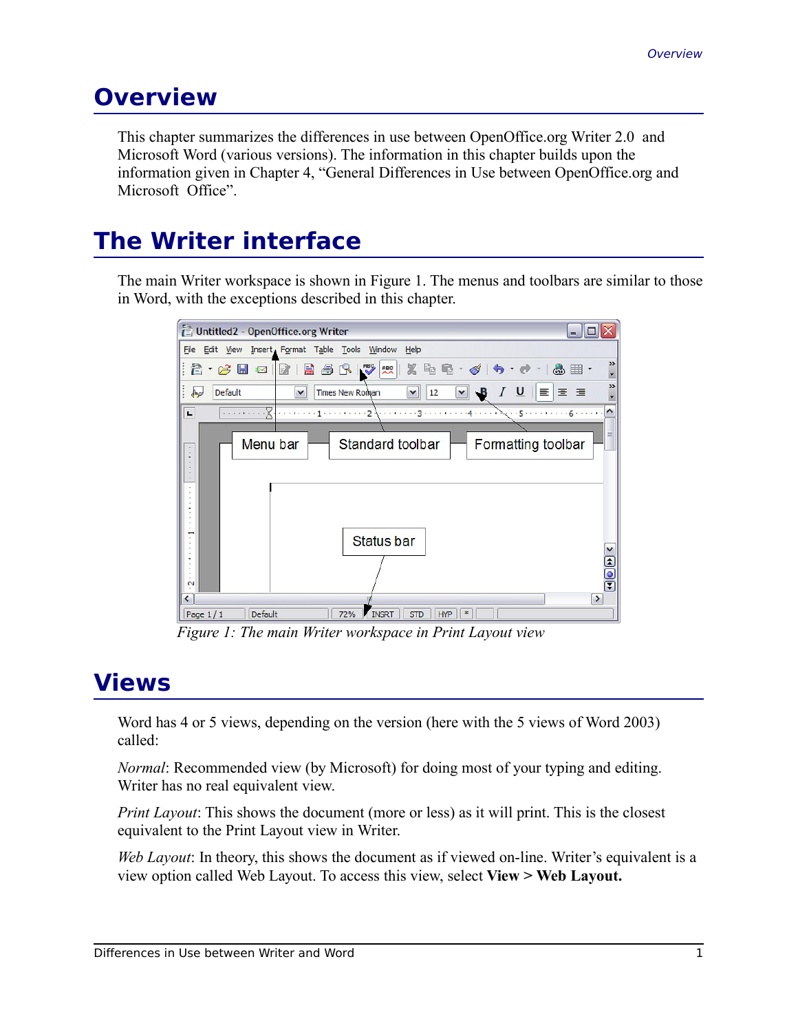# Overview

This chapter summarizes the differences in use between OpenOffice.org Writer 2.0 and Microsoft Word (various versions). The information in this chapter builds upon the information given in Chapter 4, "General Differences in Use between OpenOffice.org and Microsoft Office".

# The Writer interface

The main Writer workspace is shown in Figure 1. The menus and toolbars are similar to those in Word, with the exceptions described in this chapter.

*Figure 1: The main Writer workspace in Print Layout view*

# Views

Word has 4 or 5 views, depending on the version (here with the 5 views of Word 2003) called:

*Normal*: Recommended view (by Microsoft) for doing most of your typing and editing. Writer has no real equivalent view.

*Print Layout*: This shows the document (more or less) as it will print. This is the closest equivalent to the Print Layout view in Writer.

*Web Layout*: In theory, this shows the document as if viewed on-line. Writer's equivalent is a view option called Web Layout. To access this view, select **View > Web Layout.**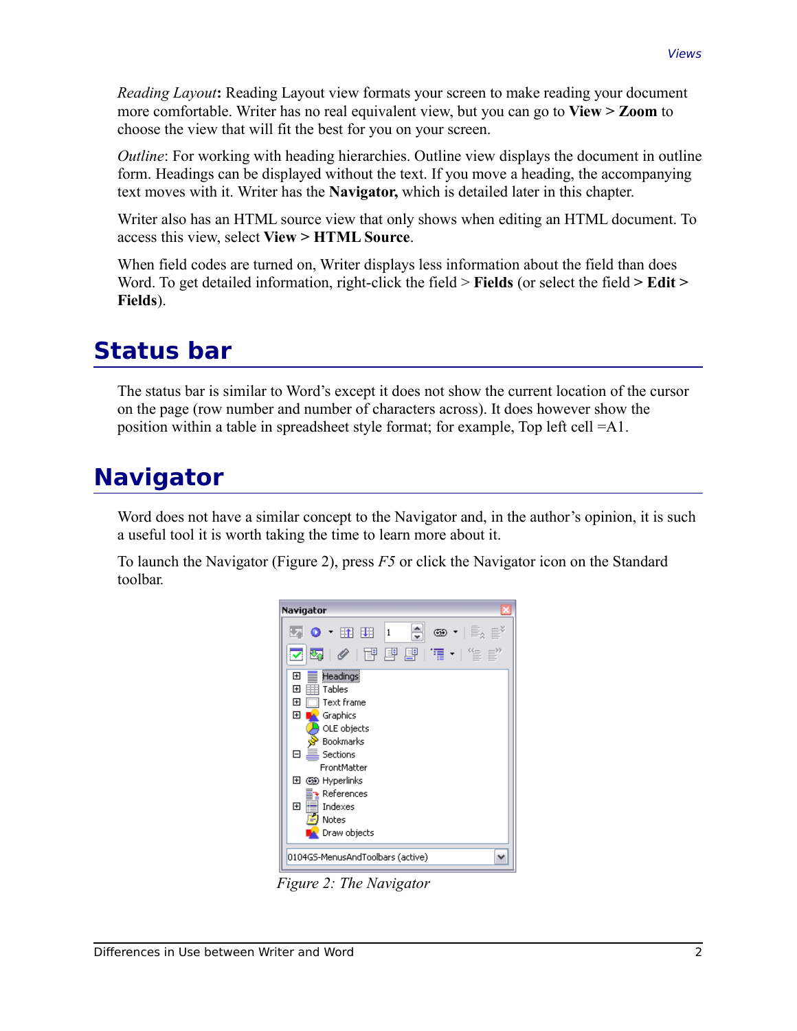*Reading Layout***:** Reading Layout view formats your screen to make reading your document more comfortable. Writer has no real equivalent view, but you can go to **View > Zoom** to choose the view that will fit the best for you on your screen.

*Outline*: For working with heading hierarchies. Outline view displays the document in outline form. Headings can be displayed without the text. If you move a heading, the accompanying text moves with it. Writer has the **Navigator,** which is detailed later in this chapter.

Writer also has an HTML source view that only shows when editing an HTML document. To access this view, select **View > HTML Source**.

When field codes are turned on, Writer displays less information about the field than does Word. To get detailed information, right-click the field > **Fields** (or select the field **> Edit > Fields**).

# Status bar

The status bar is similar to Word's except it does not show the current location of the cursor on the page (row number and number of characters across). It does however show the position within a table in spreadsheet style format; for example, Top left cell =A1.

# Navigator

Word does not have a similar concept to the Navigator and, in the author's opinion, it is such a useful tool it is worth taking the time to learn more about it.

To launch the Navigator (Figure 2), press *F5* or click the Navigator icon on the Standard toolbar.

*Figure 2: The Navigator*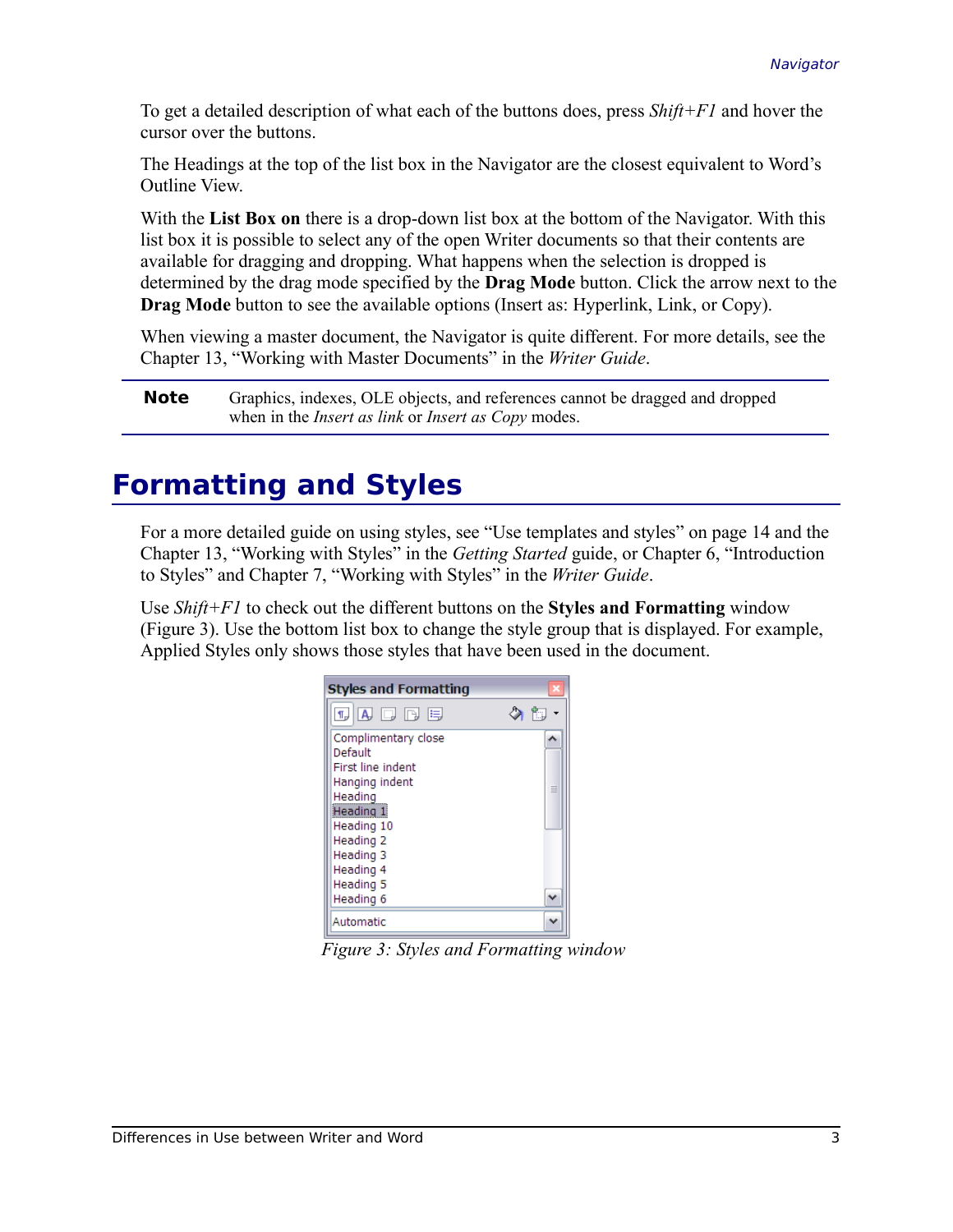To get a detailed description of what each of the buttons does, press *Shift+F1* and hover the cursor over the buttons.

The Headings at the top of the list box in the Navigator are the closest equivalent to Word's Outline View.

With the **List Box on** there is a drop-down list box at the bottom of the Navigator. With this list box it is possible to select any of the open Writer documents so that their contents are available for dragging and dropping. What happens when the selection is dropped is determined by the drag mode specified by the **Drag Mode** button. Click the arrow next to the **Drag Mode** button to see the available options (Insert as: Hyperlink, Link, or Copy).

When viewing a master document, the Navigator is quite different. For more details, see the Chapter 13, "Working with Master Documents" in the *Writer Guide*.

**Note** Graphics, indexes, OLE objects, and references cannot be dragged and dropped when in the *Insert as link* or *Insert as Copy* modes.

# Formatting and Styles

For a more detailed guide on using styles, see "Use templates and styles" on page 14 and the Chapter 13, "Working with Styles" in the *Getting Started* guide, or Chapter 6, "Introduction to Styles" and Chapter 7, "Working with Styles" in the *Writer Guide*.

Use *Shift+F1* to check out the different buttons on the **Styles and Formatting** window (Figure 3). Use the bottom list box to change the style group that is displayed. For example, Applied Styles only shows those styles that have been used in the document.

*Figure 3: Styles and Formatting window*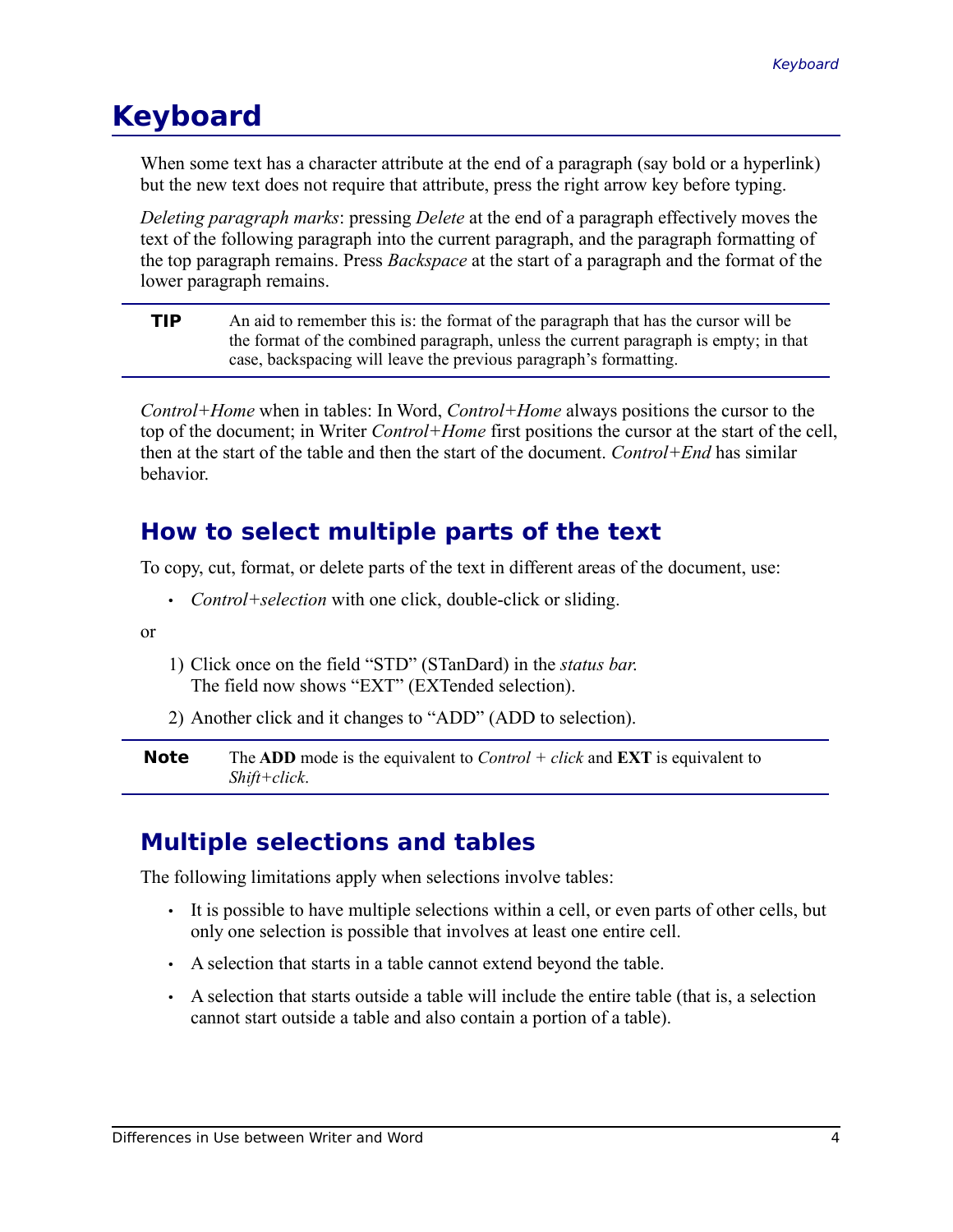# Keyboard

When some text has a character attribute at the end of a paragraph (say bold or a hyperlink) but the new text does not require that attribute, press the right arrow key before typing.

*Deleting paragraph marks*: pressing *Delete* at the end of a paragraph effectively moves the text of the following paragraph into the current paragraph, and the paragraph formatting of the top paragraph remains. Press *Backspace* at the start of a paragraph and the format of the lower paragraph remains.

**TIP** An aid to remember this is: the format of the paragraph that has the cursor will be the format of the combined paragraph, unless the current paragraph is empty; in that case, backspacing will leave the previous paragraph's formatting.

*Control+Home* when in tables: In Word, *Control+Home* always positions the cursor to the top of the document; in Writer *Control+Home* first positions the cursor at the start of the cell, then at the start of the table and then the start of the document. *Control+End* has similar behavior.

## How to select multiple parts of the text

To copy, cut, format, or delete parts of the text in different areas of the document, use:

- *Control+selection* with one click, double-click or sliding.

or

1) Click once on the field "STD" (STanDard) in the *status bar.* The field now shows "EXT" (EXTended selection).
2) Another click and it changes to "ADD" (ADD to selection).

**Note** The **ADD** mode is the equivalent to *Control + click* and **EXT** is equivalent to *Shift+click*.

## Multiple selections and tables

The following limitations apply when selections involve tables:

- It is possible to have multiple selections within a cell, or even parts of other cells, but only one selection is possible that involves at least one entire cell.
- A selection that starts in a table cannot extend beyond the table.
- A selection that starts outside a table will include the entire table (that is, a selection cannot start outside a table and also contain a portion of a table).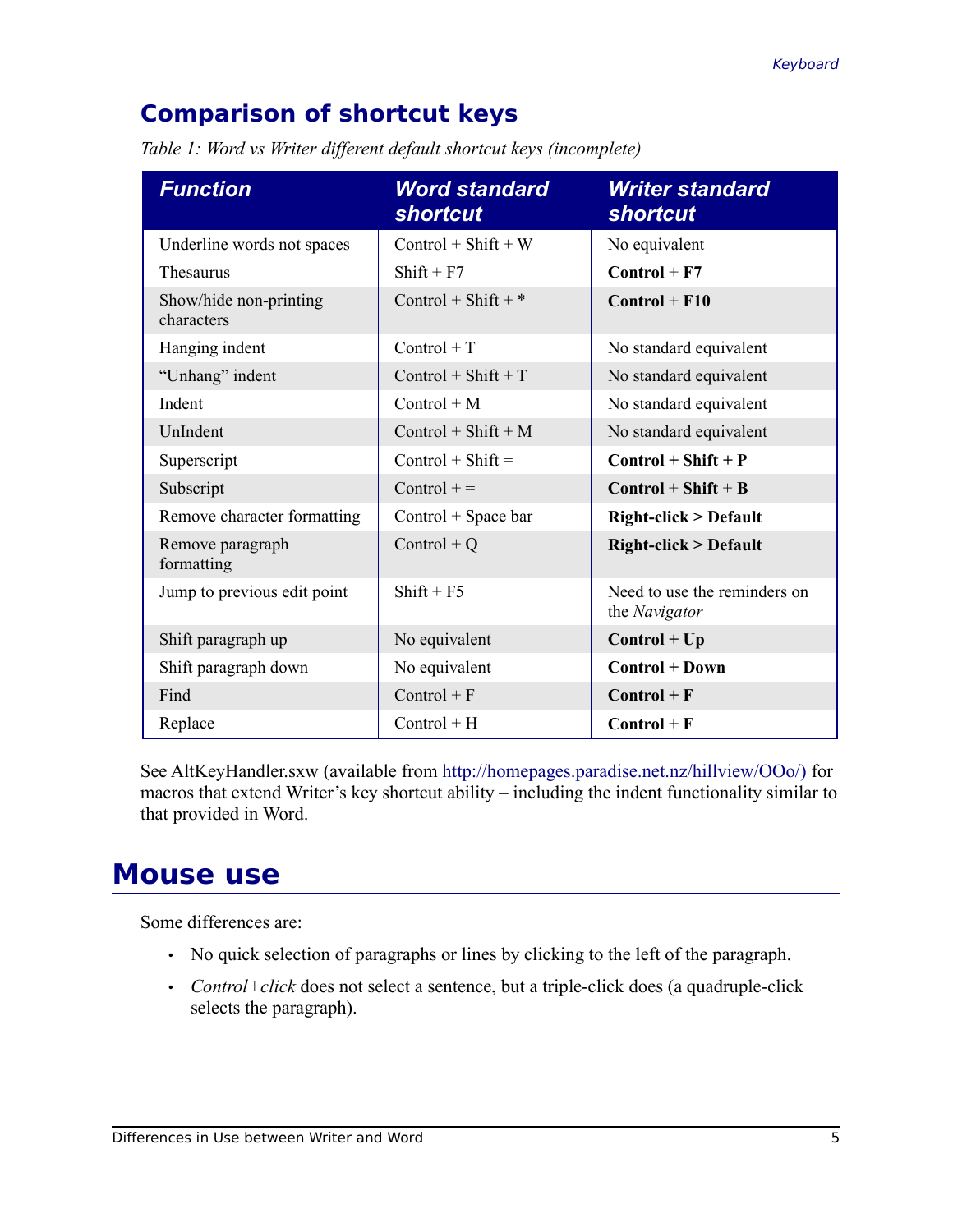## Comparison of shortcut keys

*Table 1: Word vs Writer different default shortcut keys (incomplete)*

| Function | Word standard shortcut | Writer standard shortcut |
|---|---|---|
| Underline words not spaces | Control + Shift + W | No equivalent |
| Thesaurus | Shift + F7 | **Control** + **F7** |
| Show/hide non-printing characters | Control + Shift + * | **Control** + **F10** |
| Hanging indent | Control + T | No standard equivalent |
| "Unhang" indent | Control + Shift + T | No standard equivalent |
| Indent | Control + M | No standard equivalent |
| UnIndent | Control + Shift + M | No standard equivalent |
| Superscript | Control + Shift = | **Control + Shift + P** |
| Subscript | Control + = | **Control** + **Shift** + **B** |
| Remove character formatting | Control + Space bar | **Right-click > Default** |
| Remove paragraph formatting | Control + Q | **Right-click > Default** |
| Jump to previous edit point | Shift + F5 | Need to use the reminders on the *Navigator* |
| Shift paragraph up | No equivalent | **Control + Up** |
| Shift paragraph down | No equivalent | **Control + Down** |
| Find | Control + F | **Control + F** |
| Replace | Control + H | **Control + F** |

See AltKeyHandler.sxw (available from http://homepages.paradise.net.nz/hillview/OOo/) for macros that extend Writer's key shortcut ability – including the indent functionality similar to that provided in Word.

# Mouse use

Some differences are:

- No quick selection of paragraphs or lines by clicking to the left of the paragraph.
- *Control+click* does not select a sentence, but a triple-click does (a quadruple-click selects the paragraph).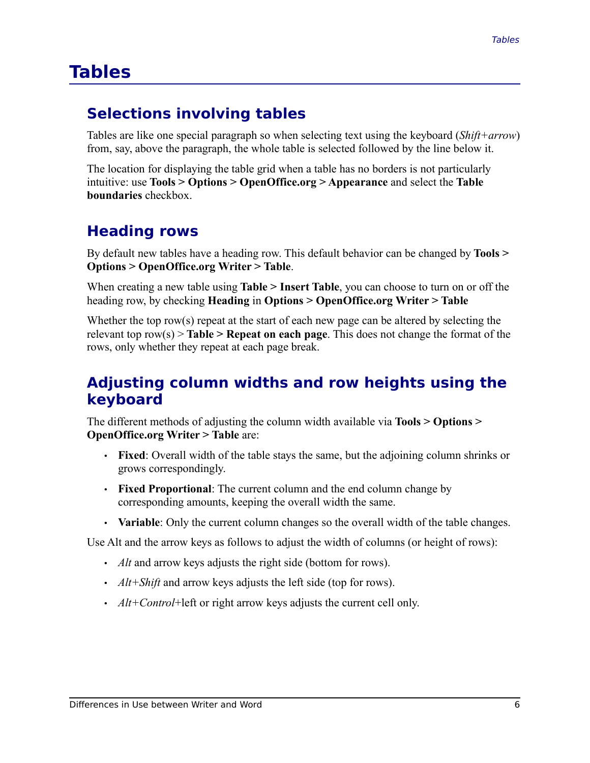# Tables

## Selections involving tables

Tables are like one special paragraph so when selecting text using the keyboard (*Shift+arrow*) from, say, above the paragraph, the whole table is selected followed by the line below it.

The location for displaying the table grid when a table has no borders is not particularly intuitive: use **Tools > Options > OpenOffice.org > Appearance** and select the **Table boundaries** checkbox.

## Heading rows

By default new tables have a heading row. This default behavior can be changed by **Tools > Options > OpenOffice.org Writer > Table**.

When creating a new table using **Table > Insert Table**, you can choose to turn on or off the heading row, by checking **Heading** in **Options > OpenOffice.org Writer > Table**

Whether the top row(s) repeat at the start of each new page can be altered by selecting the relevant top row(s) > **Table > Repeat on each page**. This does not change the format of the rows, only whether they repeat at each page break.

## Adjusting column widths and row heights using the keyboard

The different methods of adjusting the column width available via **Tools > Options > OpenOffice.org Writer > Table** are:

- **Fixed**: Overall width of the table stays the same, but the adjoining column shrinks or grows correspondingly.
- **Fixed Proportional**: The current column and the end column change by corresponding amounts, keeping the overall width the same.
- **Variable**: Only the current column changes so the overall width of the table changes.

Use Alt and the arrow keys as follows to adjust the width of columns (or height of rows):

- *Alt* and arrow keys adjusts the right side (bottom for rows).
- *Alt+Shift* and arrow keys adjusts the left side (top for rows).
- *Alt+Control*+left or right arrow keys adjusts the current cell only.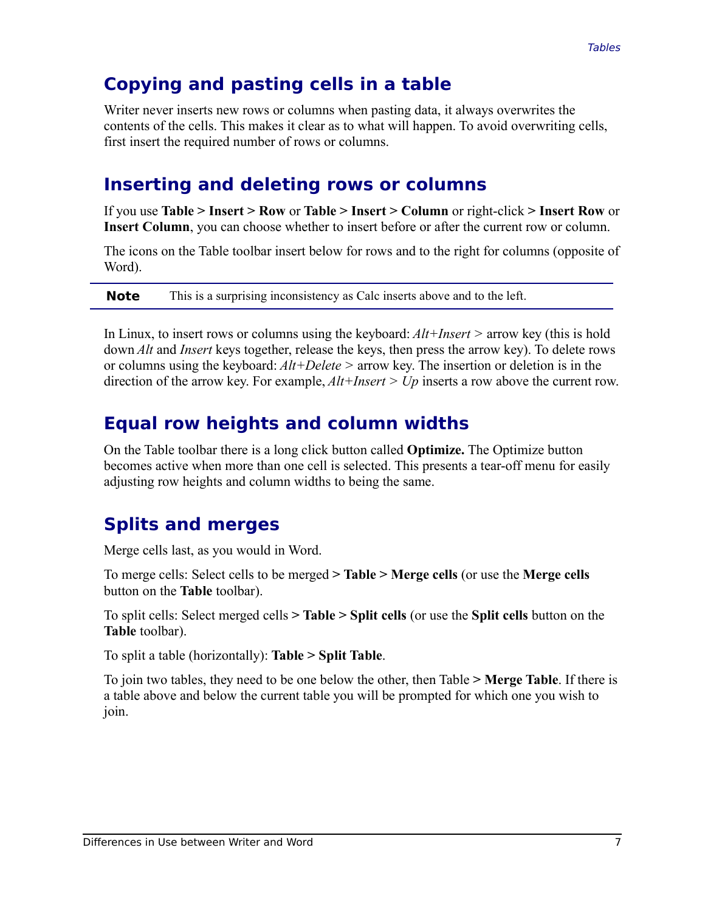## Copying and pasting cells in a table

Writer never inserts new rows or columns when pasting data, it always overwrites the contents of the cells. This makes it clear as to what will happen. To avoid overwriting cells, first insert the required number of rows or columns.

## Inserting and deleting rows or columns

If you use **Table > Insert > Row** or **Table > Insert > Column** or right-click **> Insert Row** or **Insert Column**, you can choose whether to insert before or after the current row or column.

The icons on the Table toolbar insert below for rows and to the right for columns (opposite of Word).

| **Note** | This is a surprising inconsistency as Calc inserts above and to the left. |
|---|---|

In Linux, to insert rows or columns using the keyboard: *Alt+Insert >* arrow key (this is hold down *Alt* and *Insert* keys together, release the keys, then press the arrow key). To delete rows or columns using the keyboard: *Alt+Delete >* arrow key. The insertion or deletion is in the direction of the arrow key. For example, *Alt+Insert > Up* inserts a row above the current row.

## Equal row heights and column widths

On the Table toolbar there is a long click button called **Optimize.** The Optimize button becomes active when more than one cell is selected. This presents a tear-off menu for easily adjusting row heights and column widths to being the same.

## Splits and merges

Merge cells last, as you would in Word.

To merge cells: Select cells to be merged **> Table > Merge cells** (or use the **Merge cells** button on the **Table** toolbar).

To split cells: Select merged cells **> Table > Split cells** (or use the **Split cells** button on the **Table** toolbar).

To split a table (horizontally): **Table > Split Table**.

To join two tables, they need to be one below the other, then Table **> Merge Table**. If there is a table above and below the current table you will be prompted for which one you wish to join.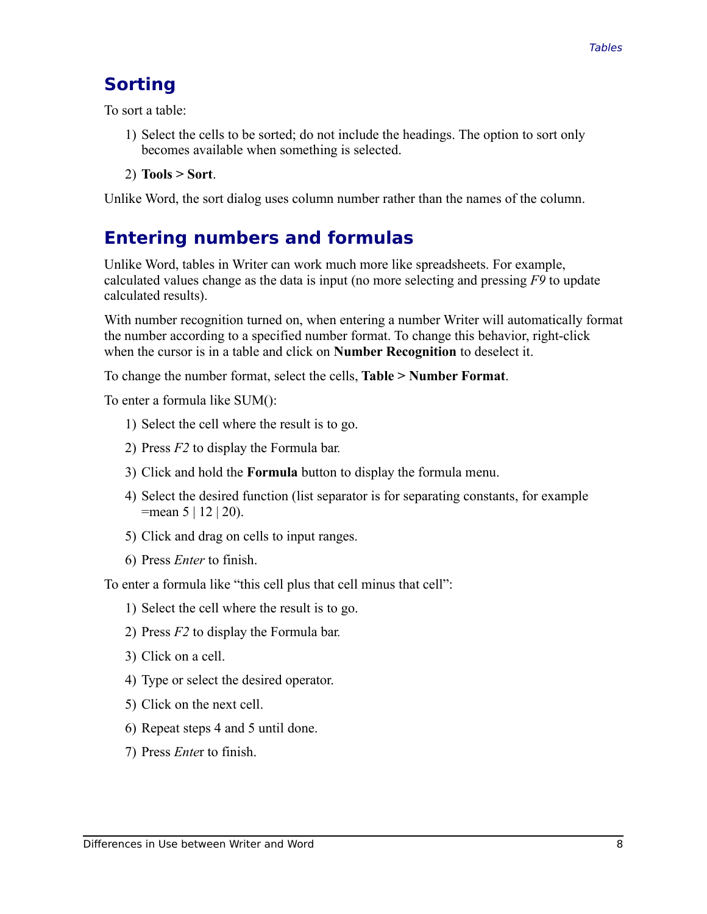## Sorting

To sort a table:

1) Select the cells to be sorted; do not include the headings. The option to sort only becomes available when something is selected.

2) **Tools > Sort**.

Unlike Word, the sort dialog uses column number rather than the names of the column.

## Entering numbers and formulas

Unlike Word, tables in Writer can work much more like spreadsheets. For example, calculated values change as the data is input (no more selecting and pressing *F9* to update calculated results).

With number recognition turned on, when entering a number Writer will automatically format the number according to a specified number format. To change this behavior, right-click when the cursor is in a table and click on **Number Recognition** to deselect it.

To change the number format, select the cells, **Table > Number Format**.

To enter a formula like SUM():

1) Select the cell where the result is to go.

2) Press *F2* to display the Formula bar.

3) Click and hold the **Formula** button to display the formula menu.

4) Select the desired function (list separator is for separating constants, for example =mean 5 | 12 | 20).

5) Click and drag on cells to input ranges.

6) Press *Enter* to finish.

To enter a formula like "this cell plus that cell minus that cell":

1) Select the cell where the result is to go.

2) Press *F2* to display the Formula bar.

3) Click on a cell.

4) Type or select the desired operator.

5) Click on the next cell.

6) Repeat steps 4 and 5 until done.

7) Press *Ente*r to finish.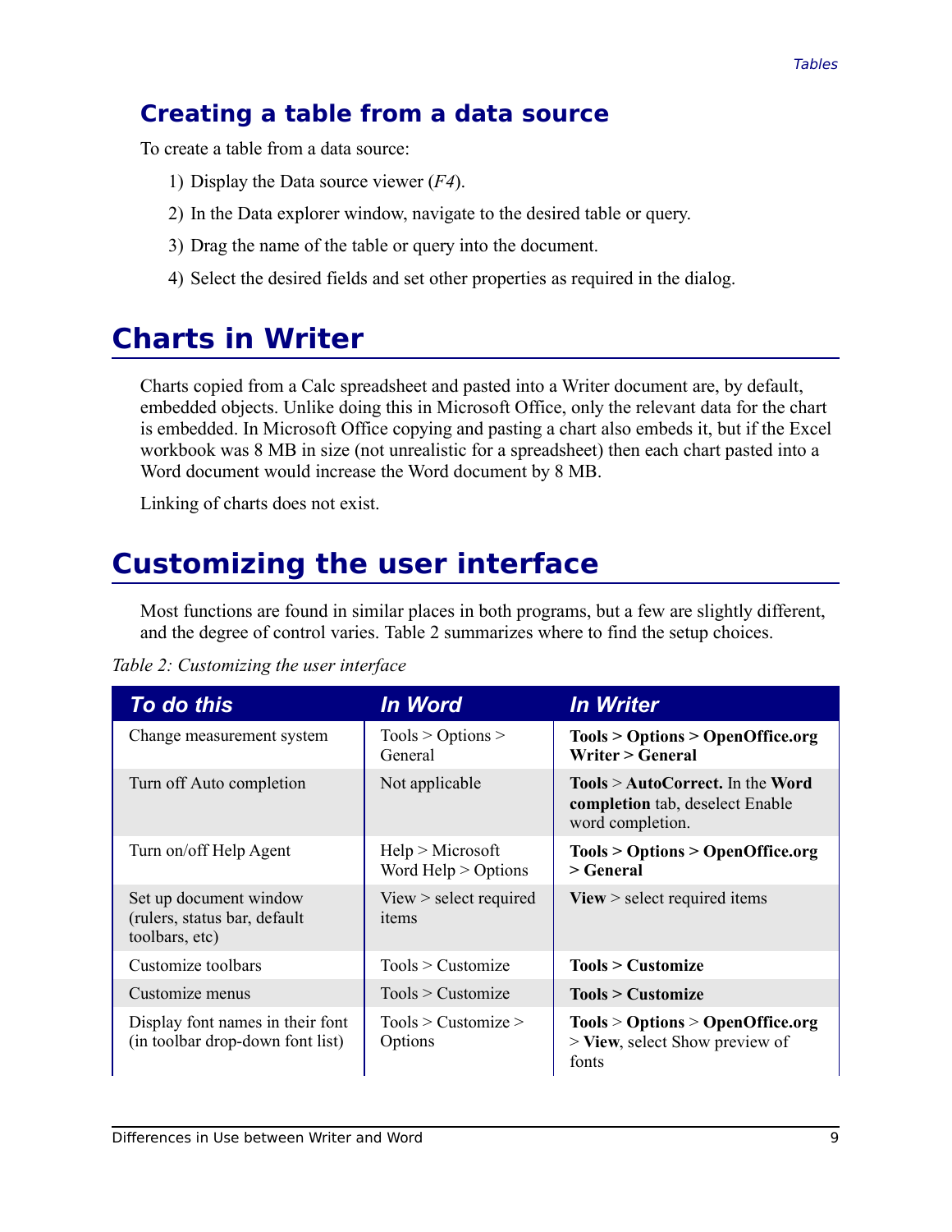## Creating a table from a data source

To create a table from a data source:

1) Display the Data source viewer (*F4*).
2) In the Data explorer window, navigate to the desired table or query.
3) Drag the name of the table or query into the document.
4) Select the desired fields and set other properties as required in the dialog.

# Charts in Writer

Charts copied from a Calc spreadsheet and pasted into a Writer document are, by default, embedded objects. Unlike doing this in Microsoft Office, only the relevant data for the chart is embedded. In Microsoft Office copying and pasting a chart also embeds it, but if the Excel workbook was 8 MB in size (not unrealistic for a spreadsheet) then each chart pasted into a Word document would increase the Word document by 8 MB.

Linking of charts does not exist.

# Customizing the user interface

Most functions are found in similar places in both programs, but a few are slightly different, and the degree of control varies. Table 2 summarizes where to find the setup choices.

*Table 2: Customizing the user interface*

| To do this | In Word | In Writer |
|---|---|---|
| Change measurement system | Tools > Options > General | **Tools > Options > OpenOffice.org Writer > General** |
| Turn off Auto completion | Not applicable | **Tools** > **AutoCorrect.** In the **Word completion** tab, deselect Enable word completion. |
| Turn on/off Help Agent | Help > Microsoft Word Help > Options | **Tools > Options > OpenOffice.org > General** |
| Set up document window (rulers, status bar, default toolbars, etc) | View > select required items | **View** > select required items |
| Customize toolbars | Tools > Customize | **Tools > Customize** |
| Customize menus | Tools > Customize | **Tools > Customize** |
| Display font names in their font (in toolbar drop-down font list) | Tools > Customize > Options | **Tools** > **Options** > **OpenOffice.org** > **View**, select Show preview of fonts |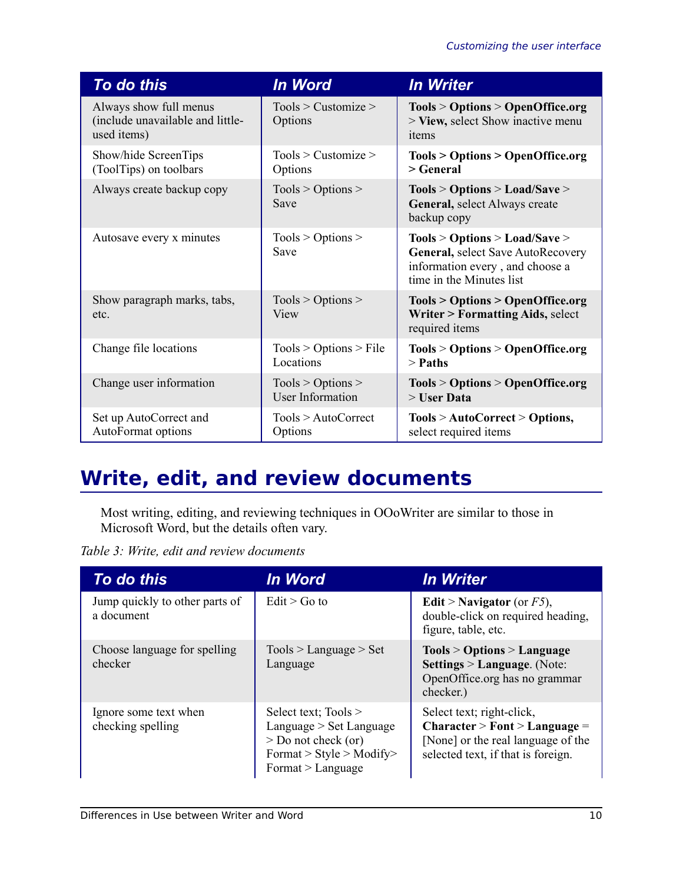| To do this | In Word | In Writer |
|---|---|---|
| Always show full menus (include unavailable and little-used items) | Tools > Customize > Options | **Tools** > **Options** > **OpenOffice.org** > **View,** select Show inactive menu items |
| Show/hide ScreenTips (ToolTips) on toolbars | Tools > Customize > Options | **Tools > Options > OpenOffice.org > General** |
| Always create backup copy | Tools > Options > Save | **Tools** > **Options** > **Load/Save** > **General,** select Always create backup copy |
| Autosave every x minutes | Tools > Options > Save | **Tools** > **Options** > **Load/Save** > **General,** select Save AutoRecovery information every , and choose a time in the Minutes list |
| Show paragraph marks, tabs, etc. | Tools > Options > View | **Tools > Options > OpenOffice.org Writer > Formatting Aids,** select required items |
| Change file locations | Tools > Options > File Locations | **Tools** > **Options** > **OpenOffice.org** > **Paths** |
| Change user information | Tools > Options > User Information | **Tools** > **Options** > **OpenOffice.org** > **User Data** |
| Set up AutoCorrect and AutoFormat options | Tools > AutoCorrect Options | **Tools** > **AutoCorrect** > **Options,** select required items |

# Write, edit, and review documents

Most writing, editing, and reviewing techniques in OOoWriter are similar to those in Microsoft Word, but the details often vary.

*Table 3: Write, edit and review documents*

| To do this | In Word | In Writer |
|---|---|---|
| Jump quickly to other parts of a document | Edit > Go to | **Edit** > **Navigator** (or *F5*), double-click on required heading, figure, table, etc. |
| Choose language for spelling checker | Tools > Language > Set Language | **Tools** > **Options** > **Language Settings** > **Language**. (Note: OpenOffice.org has no grammar checker.) |
| Ignore some text when checking spelling | Select text; Tools > Language > Set Language > Do not check (or) Format > Style > Modify> Format > Language | Select text; right-click, **Character** > **Font** > **Language** = [None] or the real language of the selected text, if that is foreign. |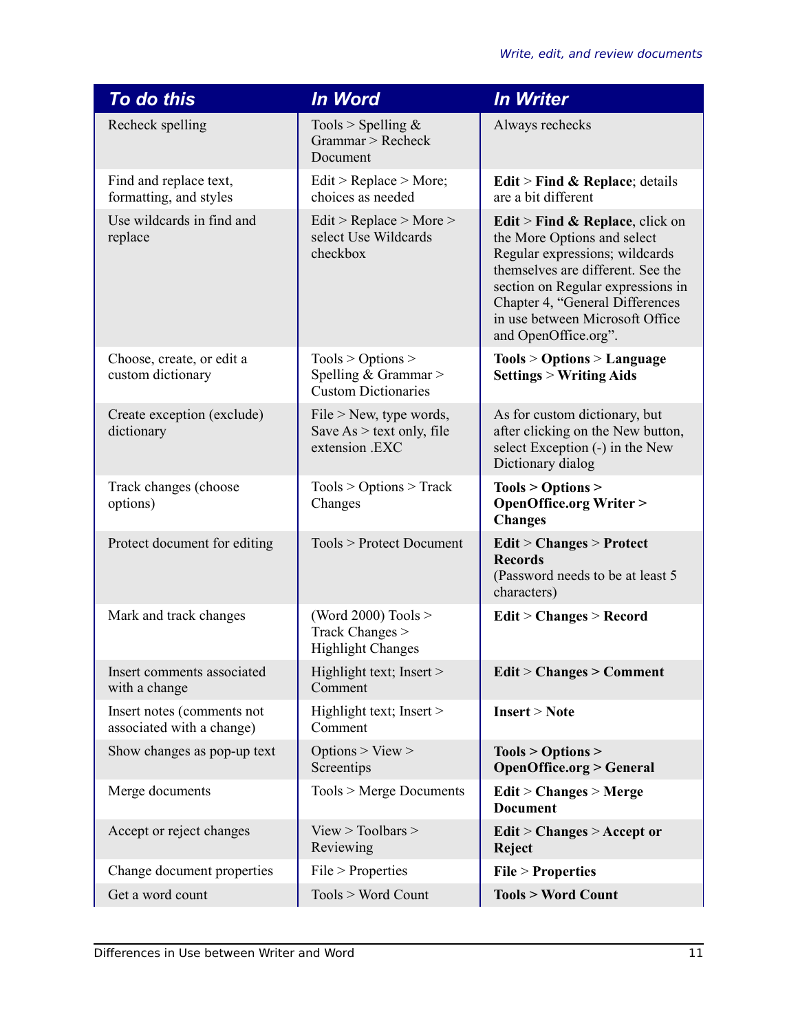| To do this | In Word | In Writer |
|---|---|---|
| Recheck spelling | Tools > Spelling & Grammar > Recheck Document | Always rechecks |
| Find and replace text, formatting, and styles | Edit > Replace > More; choices as needed | **Edit** > **Find & Replace**; details are a bit different |
| Use wildcards in find and replace | Edit > Replace > More > select Use Wildcards checkbox | **Edit** > **Find & Replace**, click on the More Options and select Regular expressions; wildcards themselves are different. See the section on Regular expressions in Chapter 4, "General Differences in use between Microsoft Office and OpenOffice.org". |
| Choose, create, or edit a custom dictionary | Tools > Options > Spelling & Grammar > Custom Dictionaries | **Tools** > **Options** > **Language Settings** > **Writing Aids** |
| Create exception (exclude) dictionary | File > New, type words, Save As > text only, file extension .EXC | As for custom dictionary, but after clicking on the New button, select Exception (-) in the New Dictionary dialog |
| Track changes (choose options) | Tools > Options > Track Changes | **Tools > Options > OpenOffice.org Writer > Changes** |
| Protect document for editing | Tools > Protect Document | **Edit** > **Changes** > **Protect Records**<br>(Password needs to be at least 5 characters) |
| Mark and track changes | (Word 2000) Tools > Track Changes > Highlight Changes | **Edit** > **Changes** > **Record** |
| Insert comments associated with a change | Highlight text; Insert > Comment | **Edit** > **Changes > Comment** |
| Insert notes (comments not associated with a change) | Highlight text; Insert > Comment | **Insert** > **Note** |
| Show changes as pop-up text | Options > View > Screentips | **Tools > Options > OpenOffice.org > General** |
| Merge documents | Tools > Merge Documents | **Edit** > **Changes** > **Merge Document** |
| Accept or reject changes | View > Toolbars > Reviewing | **Edit** > **Changes** > **Accept or Reject** |
| Change document properties | File > Properties | **File** > **Properties** |
| Get a word count | Tools > Word Count | **Tools > Word Count** |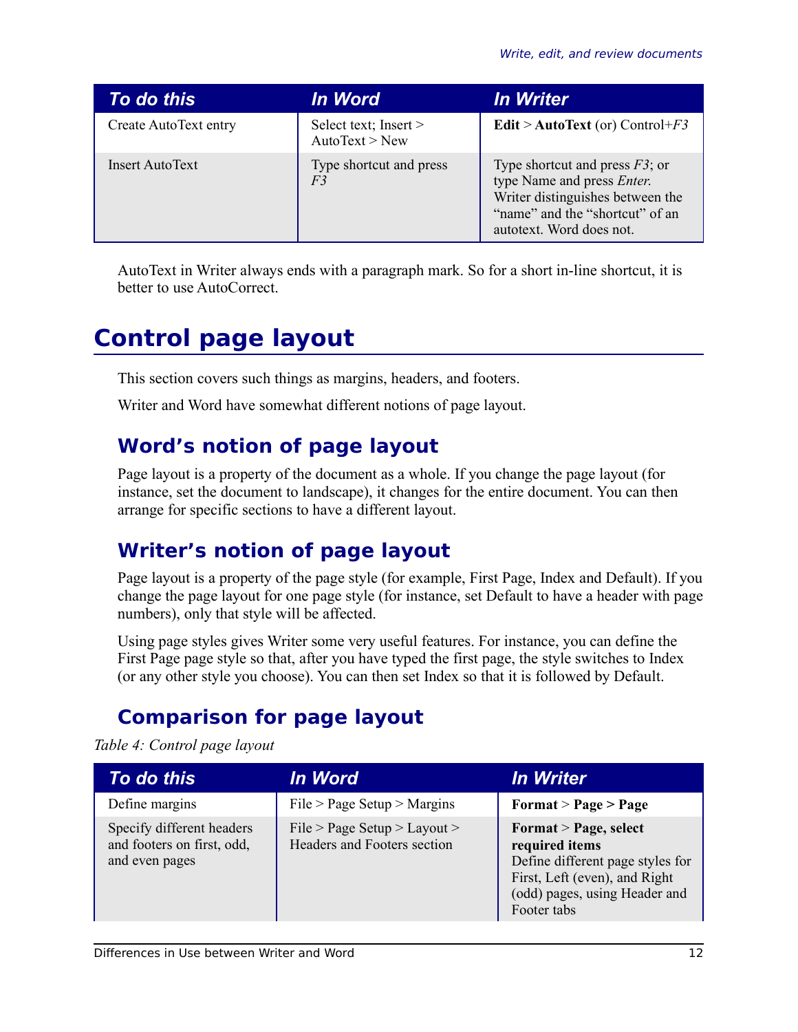| To do this | In Word | In Writer |
|---|---|---|
| Create AutoText entry | Select text; Insert > AutoText > New | **Edit** > **AutoText** (or) Control+*F3* |
| Insert AutoText | Type shortcut and press *F3* | Type shortcut and press *F3*; or type Name and press *Enter*. Writer distinguishes between the "name" and the "shortcut" of an autotext. Word does not. |

AutoText in Writer always ends with a paragraph mark. So for a short in-line shortcut, it is better to use AutoCorrect.

# Control page layout

This section covers such things as margins, headers, and footers.

Writer and Word have somewhat different notions of page layout.

## Word's notion of page layout

Page layout is a property of the document as a whole. If you change the page layout (for instance, set the document to landscape), it changes for the entire document. You can then arrange for specific sections to have a different layout.

## Writer's notion of page layout

Page layout is a property of the page style (for example, First Page, Index and Default). If you change the page layout for one page style (for instance, set Default to have a header with page numbers), only that style will be affected.

Using page styles gives Writer some very useful features. For instance, you can define the First Page page style so that, after you have typed the first page, the style switches to Index (or any other style you choose). You can then set Index so that it is followed by Default.

## Comparison for page layout

*Table 4: Control page layout*

| To do this | In Word | In Writer |
|---|---|---|
| Define margins | File > Page Setup > Margins | **Format** > **Page > Page** |
| Specify different headers and footers on first, odd, and even pages | File > Page Setup > Layout > Headers and Footers section | **Format** > **Page, select required items** Define different page styles for First, Left (even), and Right (odd) pages, using Header and Footer tabs |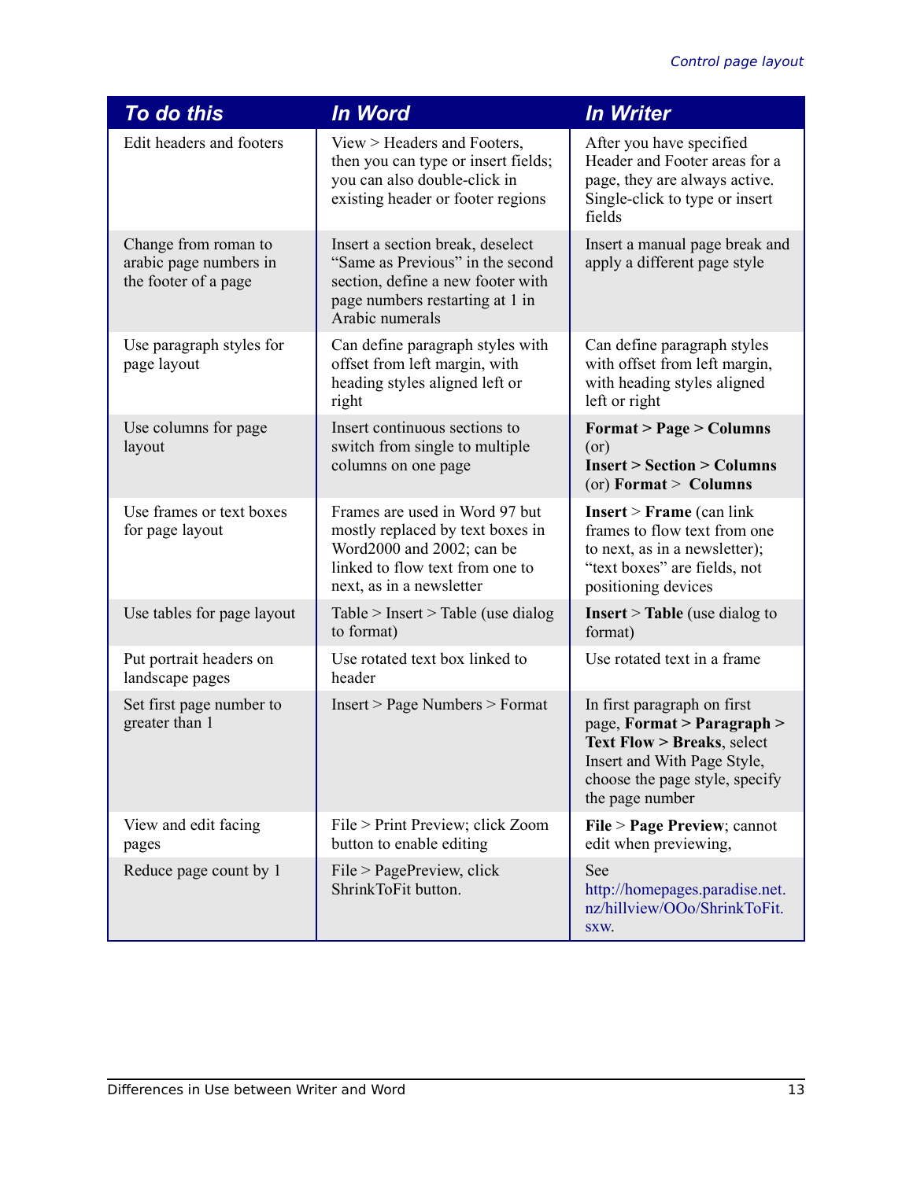| To do this | In Word | In Writer |
|---|---|---|
| Edit headers and footers | View > Headers and Footers, then you can type or insert fields; you can also double-click in existing header or footer regions | After you have specified Header and Footer areas for a page, they are always active. Single-click to type or insert fields |
| Change from roman to arabic page numbers in the footer of a page | Insert a section break, deselect “Same as Previous” in the second section, define a new footer with page numbers restarting at 1 in Arabic numerals | Insert a manual page break and apply a different page style |
| Use paragraph styles for page layout | Can define paragraph styles with offset from left margin, with heading styles aligned left or right | Can define paragraph styles with offset from left margin, with heading styles aligned left or right |
| Use columns for page layout | Insert continuous sections to switch from single to multiple columns on one page | **Format > Page > Columns** (or) **Insert > Section > Columns** (or) **Format > Columns** |
| Use frames or text boxes for page layout | Frames are used in Word 97 but mostly replaced by text boxes in Word2000 and 2002; can be linked to flow text from one to next, as in a newsletter | **Insert** > **Frame** (can link frames to flow text from one to next, as in a newsletter); “text boxes” are fields, not positioning devices |
| Use tables for page layout | Table > Insert > Table (use dialog to format) | **Insert** > **Table** (use dialog to format) |
| Put portrait headers on landscape pages | Use rotated text box linked to header | Use rotated text in a frame |
| Set first page number to greater than 1 | Insert > Page Numbers > Format | In first paragraph on first page, **Format > Paragraph > Text Flow > Breaks**, select Insert and With Page Style, choose the page style, specify the page number |
| View and edit facing pages | File > Print Preview; click Zoom button to enable editing | **File** > **Page Preview**; cannot edit when previewing, |
| Reduce page count by 1 | File > PagePreview, click ShrinkToFit button. | See http://homepages.paradise.net.nz/hillview/OOo/ShrinkToFit.sxw. |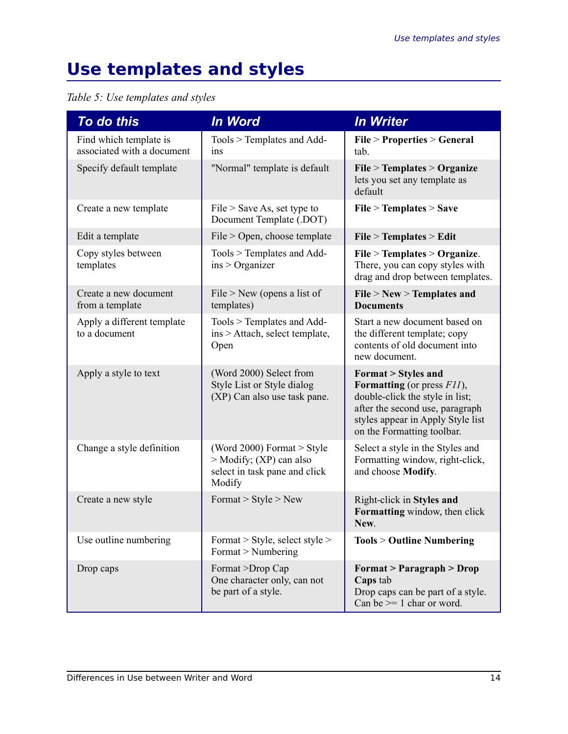# Use templates and styles

*Table 5: Use templates and styles*

| To do this | In Word | In Writer |
|---|---|---|
| Find which template is associated with a document | Tools > Templates and Add-ins | **File** > **Properties** > **General** tab. |
| Specify default template | "Normal" template is default | **File** > **Templates** > **Organize** lets you set any template as default |
| Create a new template | File > Save As, set type to Document Template (.DOT) | **File** > **Templates** > **Save** |
| Edit a template | File > Open, choose template | **File** > **Templates** > **Edit** |
| Copy styles between templates | Tools > Templates and Add-ins > Organizer | **File** > **Templates** > **Organize**. There, you can copy styles with drag and drop between templates. |
| Create a new document from a template | File > New (opens a list of templates) | **File** > **New** > **Templates and Documents** |
| Apply a different template to a document | Tools > Templates and Add-ins > Attach, select template, Open | Start a new document based on the different template; copy contents of old document into new document. |
| Apply a style to text | (Word 2000) Select from Style List or Style dialog (XP) Can also use task pane. | **Format > Styles and Formatting** (or press *F11*), double-click the style in list; after the second use, paragraph styles appear in Apply Style list on the Formatting toolbar. |
| Change a style definition | (Word 2000) Format > Style > Modify; (XP) can also select in task pane and click Modify | Select a style in the Styles and Formatting window, right-click, and choose **Modify**. |
| Create a new style | Format > Style > New | Right-click in **Styles and Formatting** window, then click **New**. |
| Use outline numbering | Format > Style, select style > Format > Numbering | **Tools** > **Outline Numbering** |
| Drop caps | Format >Drop Cap One character only, can not be part of a style. | **Format > Paragraph > Drop Caps** tab Drop caps can be part of a style. Can be >= 1 char or word. |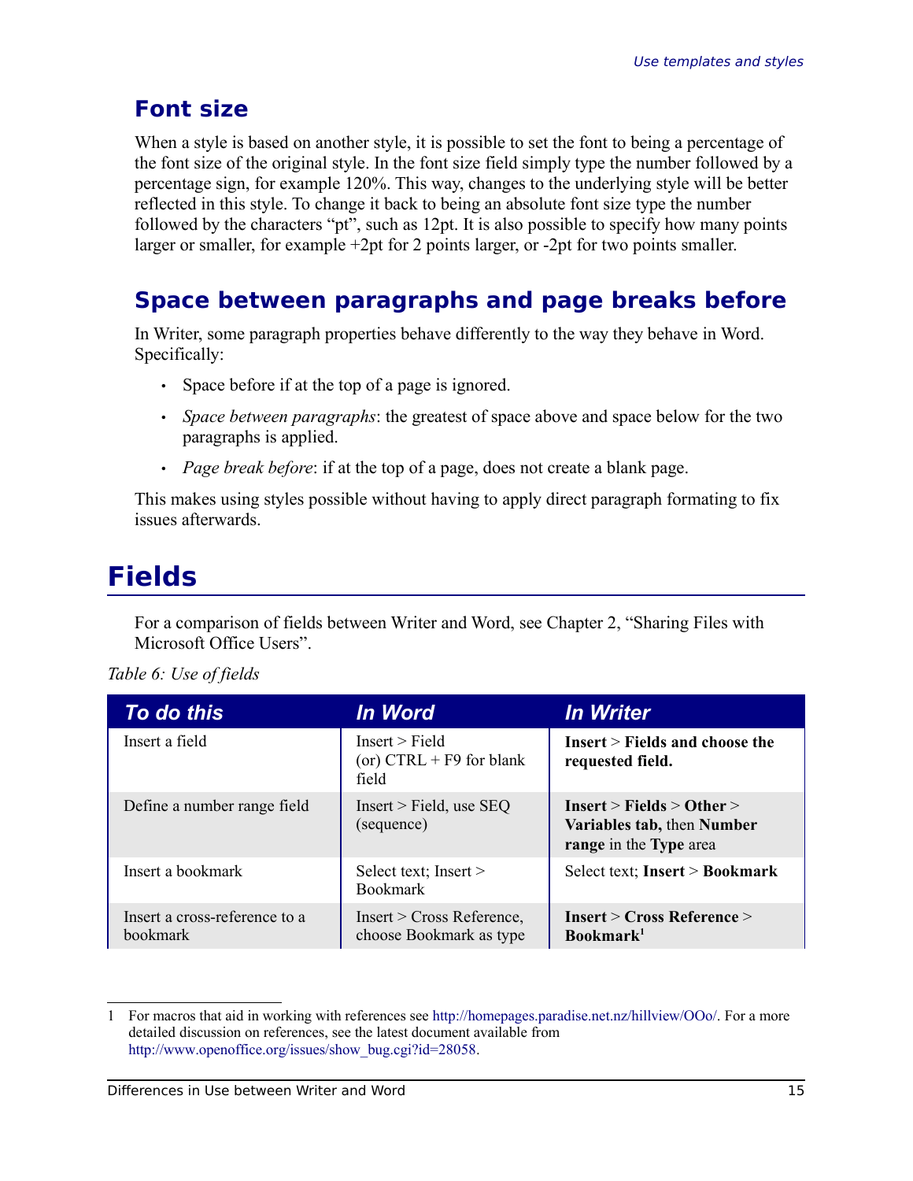## Font size

When a style is based on another style, it is possible to set the font to being a percentage of the font size of the original style. In the font size field simply type the number followed by a percentage sign, for example 120%. This way, changes to the underlying style will be better reflected in this style. To change it back to being an absolute font size type the number followed by the characters “pt”, such as 12pt. It is also possible to specify how many points larger or smaller, for example +2pt for 2 points larger, or -2pt for two points smaller.

## Space between paragraphs and page breaks before

In Writer, some paragraph properties behave differently to the way they behave in Word. Specifically:

- Space before if at the top of a page is ignored.
- *Space between paragraphs*: the greatest of space above and space below for the two paragraphs is applied.
- *Page break before*: if at the top of a page, does not create a blank page.

This makes using styles possible without having to apply direct paragraph formating to fix issues afterwards.

# Fields

For a comparison of fields between Writer and Word, see Chapter 2, “Sharing Files with Microsoft Office Users”.

*Table 6: Use of fields*

| To do this | In Word | In Writer |
|---|---|---|
| Insert a field | Insert > Field (or) CTRL + F9 for blank field | **Insert** > **Fields and choose the requested field.** |
| Define a number range field | Insert > Field, use SEQ (sequence) | **Insert** > **Fields** > **Other** > **Variables tab,** then **Number range** in the **Type** area |
| Insert a bookmark | Select text; Insert > Bookmark | Select text; **Insert** > **Bookmark** |
| Insert a cross-reference to a bookmark | Insert > Cross Reference, choose Bookmark as type | **Insert** > **Cross Reference** > **Bookmark**[1] |

1 For macros that aid in working with references see http://homepages.paradise.net.nz/hillview/OOo/. For a more detailed discussion on references, see the latest document available from http://www.openoffice.org/issues/show_bug.cgi?id=28058.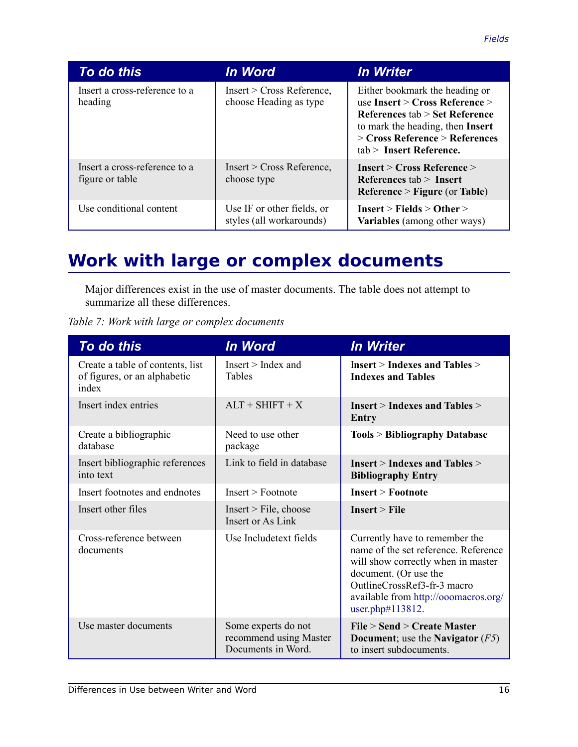| To do this | In Word | In Writer |
| --- | --- | --- |
| Insert a cross-reference to a heading | Insert > Cross Reference, choose Heading as type | Either bookmark the heading or use **Insert** > **Cross Reference** > **References** tab > **Set Reference** to mark the heading, then **Insert** > **Cross Reference** > **References** tab > **Insert Reference.** |
| Insert a cross-reference to a figure or table | Insert > Cross Reference, choose type | **Insert** > **Cross Reference** > **References** tab > **Insert Reference** > **Figure** (or **Table**) |
| Use conditional content | Use IF or other fields, or styles (all workarounds) | **Insert** > **Fields** > **Other** > **Variables** (among other ways) |

# Work with large or complex documents

Major differences exist in the use of master documents. The table does not attempt to summarize all these differences.

*Table 7: Work with large or complex documents*

| To do this | In Word | In Writer |
| --- | --- | --- |
| Create a table of contents, list of figures, or an alphabetic index | Insert > Index and Tables | **Insert** > **Indexes and Tables** > **Indexes and Tables** |
| Insert index entries | ALT + SHIFT + X | **Insert** > **Indexes and Tables** > **Entry** |
| Create a bibliographic database | Need to use other package | **Tools** > **Bibliography Database** |
| Insert bibliographic references into text | Link to field in database | **Insert** > **Indexes and Tables** > **Bibliography Entry** |
| Insert footnotes and endnotes | Insert > Footnote | **Insert** > **Footnote** |
| Insert other files | Insert > File, choose Insert or As Link | **Insert** > **File** |
| Cross-reference between documents | Use Includetext fields | Currently have to remember the name of the set reference. Reference will show correctly when in master document. (Or use the OutlineCrossRef3-fr-3 macro available from http://ooomacros.org/user.php#113812. |
| Use master documents | Some experts do not recommend using Master Documents in Word. | **File** > **Send** > **Create Master Document**; use the **Navigator** (*F5*) to insert subdocuments. |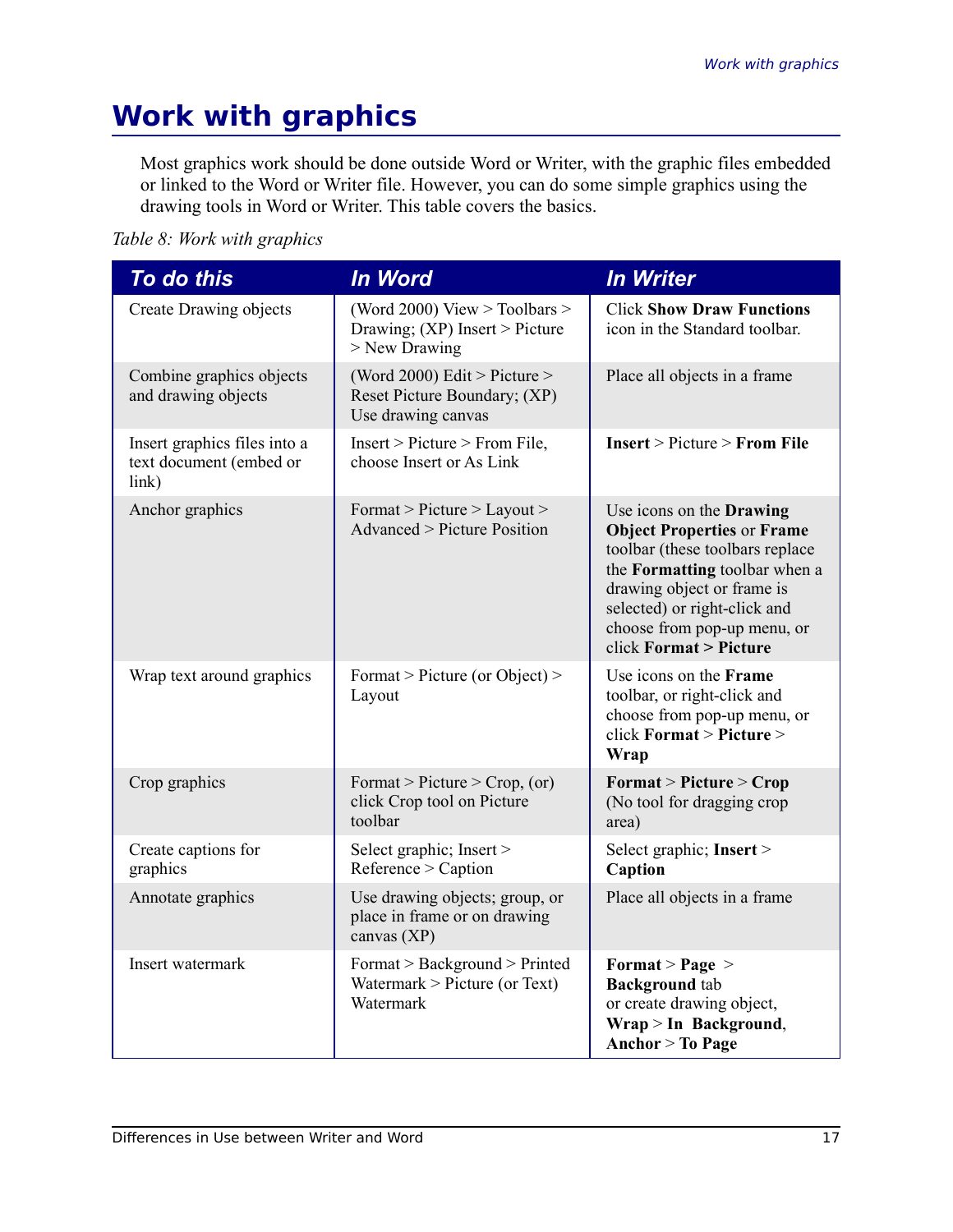# Work with graphics

Most graphics work should be done outside Word or Writer, with the graphic files embedded or linked to the Word or Writer file. However, you can do some simple graphics using the drawing tools in Word or Writer. This table covers the basics.

*Table 8: Work with graphics*

| To do this | In Word | In Writer |
|---|---|---|
| Create Drawing objects | (Word 2000) View > Toolbars > Drawing; (XP) Insert > Picture > New Drawing | Click **Show Draw Functions** icon in the Standard toolbar. |
| Combine graphics objects and drawing objects | (Word 2000) Edit > Picture > Reset Picture Boundary; (XP) Use drawing canvas | Place all objects in a frame |
| Insert graphics files into a text document (embed or link) | Insert > Picture > From File, choose Insert or As Link | **Insert** > Picture > **From File** |
| Anchor graphics | Format > Picture > Layout > Advanced > Picture Position | Use icons on the **Drawing Object Properties** or **Frame** toolbar (these toolbars replace the **Formatting** toolbar when a drawing object or frame is selected) or right-click and choose from pop-up menu, or click **Format > Picture** |
| Wrap text around graphics | Format > Picture (or Object) > Layout | Use icons on the **Frame** toolbar, or right-click and choose from pop-up menu, or click **Format** > **Picture** > **Wrap** |
| Crop graphics | Format > Picture > Crop, (or) click Crop tool on Picture toolbar | **Format** > **Picture** > **Crop** (No tool for dragging crop area) |
| Create captions for graphics | Select graphic; Insert > Reference > Caption | Select graphic; **Insert** > **Caption** |
| Annotate graphics | Use drawing objects; group, or place in frame or on drawing canvas (XP) | Place all objects in a frame |
| Insert watermark | Format > Background > Printed Watermark > Picture (or Text) Watermark | **Format** > **Page** > **Background** tab or create drawing object, **Wrap** > **In Background**, **Anchor** > **To Page** |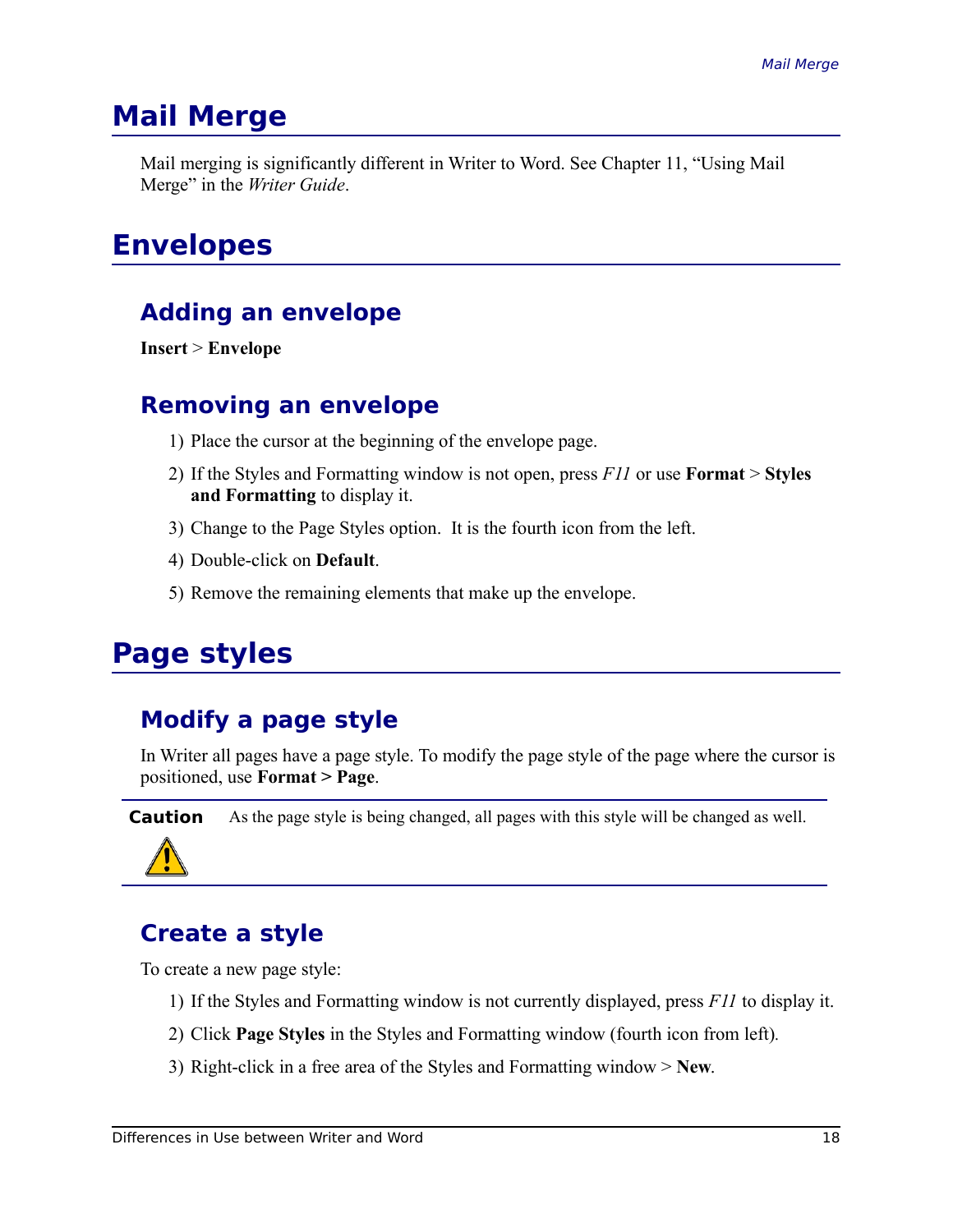# Mail Merge

Mail merging is significantly different in Writer to Word. See Chapter 11, “Using Mail Merge” in the *Writer Guide*.

# Envelopes

## Adding an envelope

**Insert** > **Envelope**

## Removing an envelope

1) Place the cursor at the beginning of the envelope page.
2) If the Styles and Formatting window is not open, press *F11* or use **Format** > **Styles and Formatting** to display it.
3) Change to the Page Styles option.  It is the fourth icon from the left.
4) Double-click on **Default**.
5) Remove the remaining elements that make up the envelope.

# Page styles

## Modify a page style

In Writer all pages have a page style. To modify the page style of the page where the cursor is positioned, use **Format > Page**.

**Caution** As the page style is being changed, all pages with this style will be changed as well.

## Create a style

To create a new page style:

1) If the Styles and Formatting window is not currently displayed, press *F11* to display it.
2) Click **Page Styles** in the Styles and Formatting window (fourth icon from left).
3) Right-click in a free area of the Styles and Formatting window > **New**.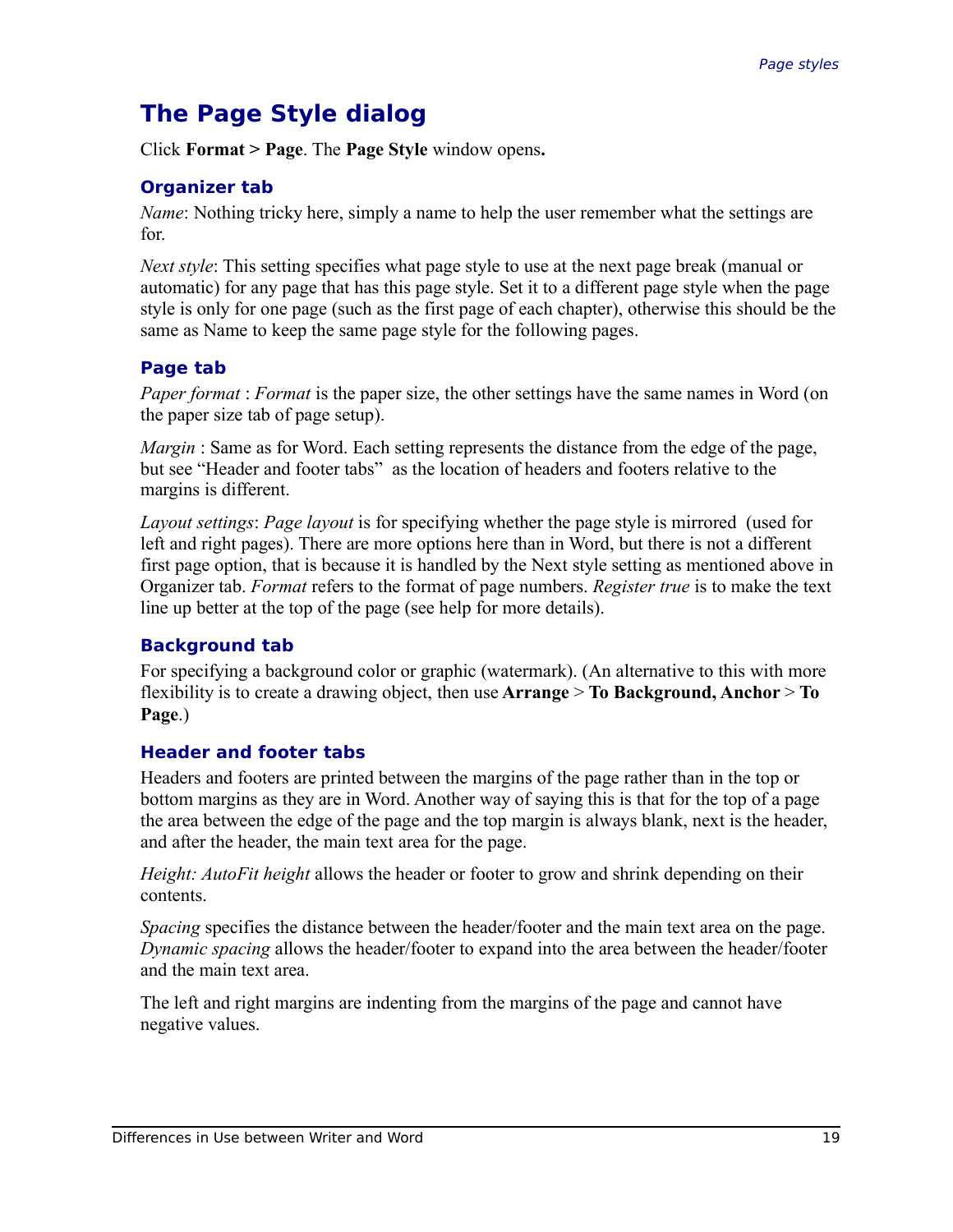## The Page Style dialog

Click **Format > Page**. The **Page Style** window opens**.**

### Organizer tab

*Name*: Nothing tricky here, simply a name to help the user remember what the settings are for.

*Next style*: This setting specifies what page style to use at the next page break (manual or automatic) for any page that has this page style. Set it to a different page style when the page style is only for one page (such as the first page of each chapter), otherwise this should be the same as Name to keep the same page style for the following pages.

### Page tab

*Paper format* : *Format* is the paper size, the other settings have the same names in Word (on the paper size tab of page setup).

*Margin* : Same as for Word. Each setting represents the distance from the edge of the page, but see "Header and footer tabs" as the location of headers and footers relative to the margins is different.

*Layout settings*: *Page layout* is for specifying whether the page style is mirrored (used for left and right pages). There are more options here than in Word, but there is not a different first page option, that is because it is handled by the Next style setting as mentioned above in Organizer tab. *Format* refers to the format of page numbers. *Register true* is to make the text line up better at the top of the page (see help for more details).

### Background tab

For specifying a background color or graphic (watermark). (An alternative to this with more flexibility is to create a drawing object, then use **Arrange** > **To Background, Anchor** > **To Page**.)

### Header and footer tabs

Headers and footers are printed between the margins of the page rather than in the top or bottom margins as they are in Word. Another way of saying this is that for the top of a page the area between the edge of the page and the top margin is always blank, next is the header, and after the header, the main text area for the page.

*Height: AutoFit height* allows the header or footer to grow and shrink depending on their contents.

*Spacing* specifies the distance between the header/footer and the main text area on the page. *Dynamic spacing* allows the header/footer to expand into the area between the header/footer and the main text area.

The left and right margins are indenting from the margins of the page and cannot have negative values.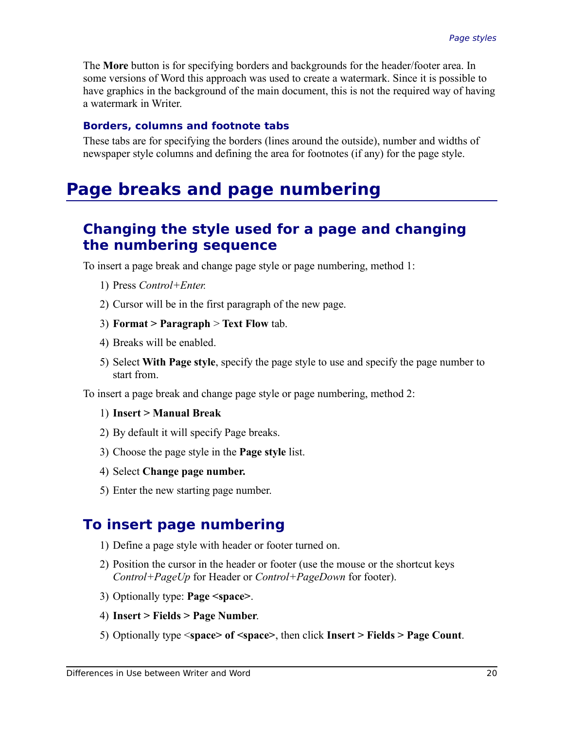The **More** button is for specifying borders and backgrounds for the header/footer area. In some versions of Word this approach was used to create a watermark. Since it is possible to have graphics in the background of the main document, this is not the required way of having a watermark in Writer.

#### Borders, columns and footnote tabs

These tabs are for specifying the borders (lines around the outside), number and widths of newspaper style columns and defining the area for footnotes (if any) for the page style.

# Page breaks and page numbering

## Changing the style used for a page and changing the numbering sequence

To insert a page break and change page style or page numbering, method 1:

1) Press *Control+Enter*.
2) Cursor will be in the first paragraph of the new page.
3) **Format > Paragraph** > **Text Flow** tab.
4) Breaks will be enabled.
5) Select **With Page style**, specify the page style to use and specify the page number to start from.

To insert a page break and change page style or page numbering, method 2:

1) **Insert > Manual Break**
2) By default it will specify Page breaks.
3) Choose the page style in the **Page style** list.
4) Select **Change page number.**
5) Enter the new starting page number.

## To insert page numbering

1) Define a page style with header or footer turned on.
2) Position the cursor in the header or footer (use the mouse or the shortcut keys *Control+PageUp* for Header or *Control+PageDown* for footer).
3) Optionally type: **Page <space>**.
4) **Insert > Fields > Page Number**.
5) Optionally type <**space> of <space>**, then click **Insert > Fields > Page Count**.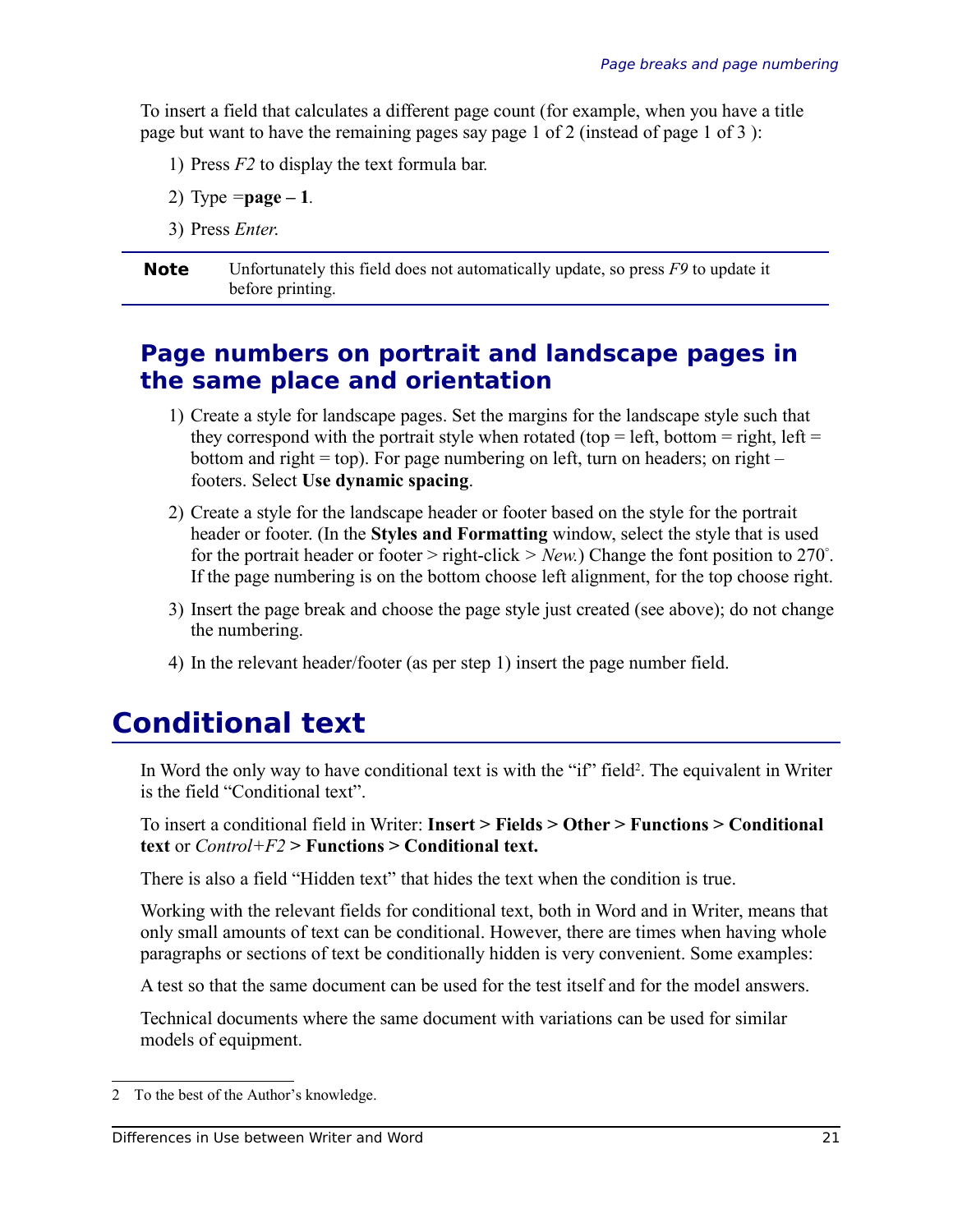To insert a field that calculates a different page count (for example, when you have a title page but want to have the remaining pages say page 1 of 2 (instead of page 1 of 3 ):

1) Press *F2* to display the text formula bar.
2) Type =**page – 1**.
3) Press *Enter*.

**Note** Unfortunately this field does not automatically update, so press *F9* to update it before printing.

## Page numbers on portrait and landscape pages in the same place and orientation

1) Create a style for landscape pages. Set the margins for the landscape style such that they correspond with the portrait style when rotated (top = left, bottom = right, left = bottom and right = top). For page numbering on left, turn on headers; on right – footers. Select **Use dynamic spacing**.
2) Create a style for the landscape header or footer based on the style for the portrait header or footer. (In the **Styles and Formatting** window, select the style that is used for the portrait header or footer > right-click > *New*.) Change the font position to 270°. If the page numbering is on the bottom choose left alignment, for the top choose right.
3) Insert the page break and choose the page style just created (see above); do not change the numbering.
4) In the relevant header/footer (as per step 1) insert the page number field.

# Conditional text

In Word the only way to have conditional text is with the "if" field[2]. The equivalent in Writer is the field "Conditional text".

To insert a conditional field in Writer: **Insert > Fields > Other > Functions > Conditional text** or *Control+F2* **> Functions > Conditional text.**

There is also a field "Hidden text" that hides the text when the condition is true.

Working with the relevant fields for conditional text, both in Word and in Writer, means that only small amounts of text can be conditional. However, there are times when having whole paragraphs or sections of text be conditionally hidden is very convenient. Some examples:

A test so that the same document can be used for the test itself and for the model answers.

Technical documents where the same document with variations can be used for similar models of equipment.

---

2 To the best of the Author's knowledge.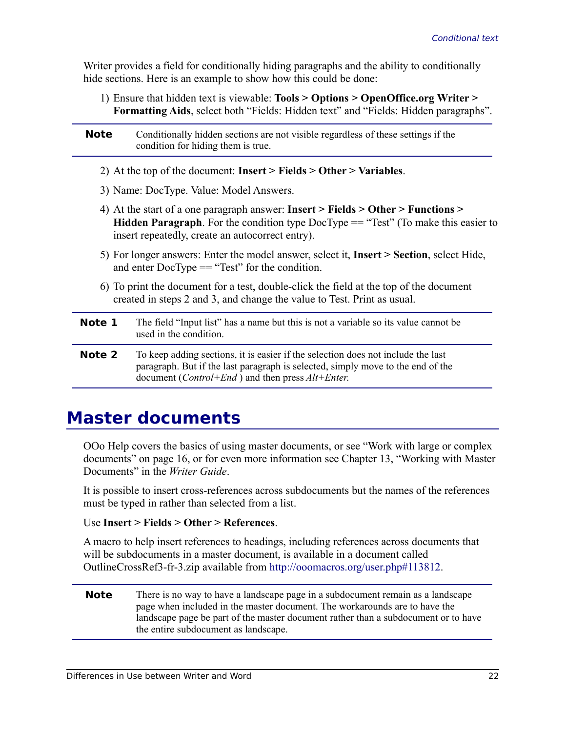Writer provides a field for conditionally hiding paragraphs and the ability to conditionally hide sections. Here is an example to show how this could be done:

1) Ensure that hidden text is viewable: **Tools > Options > OpenOffice.org Writer > Formatting Aids**, select both "Fields: Hidden text" and "Fields: Hidden paragraphs".

| | |
|---|---|
| **Note** | Conditionally hidden sections are not visible regardless of these settings if the condition for hiding them is true. |

2) At the top of the document: **Insert > Fields > Other > Variables**.
3) Name: DocType. Value: Model Answers.
4) At the start of a one paragraph answer: **Insert > Fields > Other > Functions > Hidden Paragraph**. For the condition type DocType == "Test" (To make this easier to insert repeatedly, create an autocorrect entry).
5) For longer answers: Enter the model answer, select it, **Insert > Section**, select Hide, and enter DocType == "Test" for the condition.
6) To print the document for a test, double-click the field at the top of the document created in steps 2 and 3, and change the value to Test. Print as usual.

| | |
|---|---|
| **Note 1** | The field "Input list" has a name but this is not a variable so its value cannot be used in the condition. |
| **Note 2** | To keep adding sections, it is easier if the selection does not include the last paragraph. But if the last paragraph is selected, simply move to the end of the document (*Control+End* ) and then press *Alt+Enter.* |

# Master documents

OOo Help covers the basics of using master documents, or see "Work with large or complex documents" on page 16, or for even more information see Chapter 13, "Working with Master Documents" in the *Writer Guide*.

It is possible to insert cross-references across subdocuments but the names of the references must be typed in rather than selected from a list.

Use **Insert > Fields > Other > References**.

A macro to help insert references to headings, including references across documents that will be subdocuments in a master document, is available in a document called OutlineCrossRef3-fr-3.zip available from http://ooomacros.org/user.php#113812.

| | |
|---|---|
| **Note** | There is no way to have a landscape page in a subdocument remain as a landscape page when included in the master document. The workarounds are to have the landscape page be part of the master document rather than a subdocument or to have the entire subdocument as landscape. |